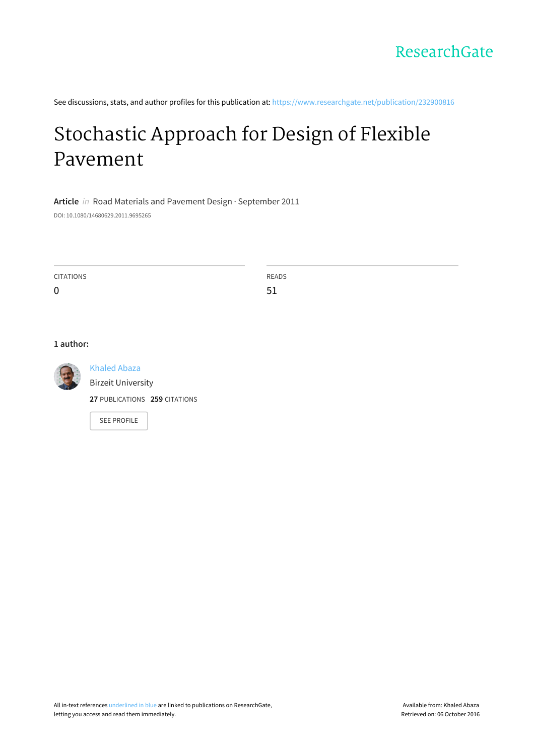ResearchGate

See discussions, stats, and author profiles for this publication at: https://www.researchgate.net/publication/232900816

# Stochastic Approach for Design of Flexible Pavement

**Article** *in* Road Materials and Pavement Design · September 2011

DOI: 10.1080/14680629.2011.9695265

| CITATIONS | READS |
|---|---|
| 0 | 51 |

**1 author:**

Khaled Abaza
Birzeit University
**27** PUBLICATIONS **259** CITATIONS

SEE PROFILE

All in-text references underlined in blue are linked to publications on ResearchGate, letting you access and read them immediately.

Available from: Khaled Abaza
Retrieved on: 06 October 2016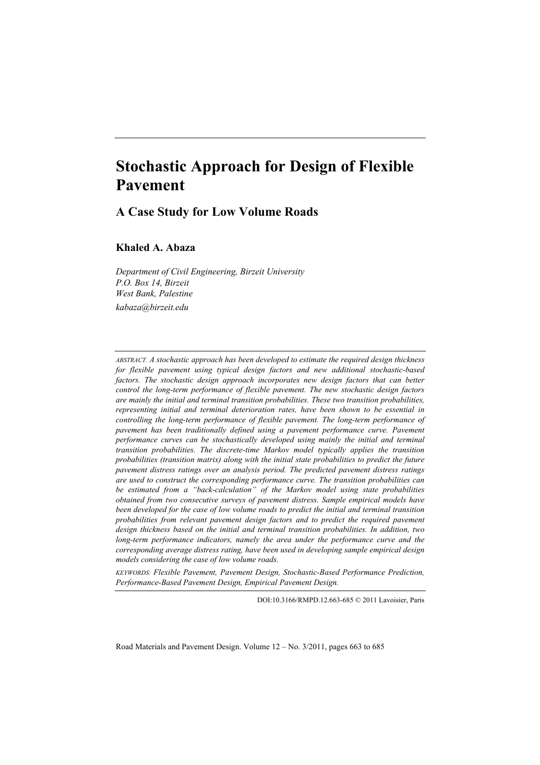# Stochastic Approach for Design of Flexible Pavement

## A Case Study for Low Volume Roads

**Khaled A. Abaza**

*Department of Civil Engineering, Birzeit University*
*P.O. Box 14, Birzeit*
*West Bank, Palestine*
*kabaza@birzeit.edu*

*ABSTRACT. A stochastic approach has been developed to estimate the required design thickness for flexible pavement using typical design factors and new additional stochastic-based factors. The stochastic design approach incorporates new design factors that can better control the long-term performance of flexible pavement. The new stochastic design factors are mainly the initial and terminal transition probabilities. These two transition probabilities, representing initial and terminal deterioration rates, have been shown to be essential in controlling the long-term performance of flexible pavement. The long-term performance of pavement has been traditionally defined using a pavement performance curve. Pavement performance curves can be stochastically developed using mainly the initial and terminal transition probabilities. The discrete-time Markov model typically applies the transition probabilities (transition matrix) along with the initial state probabilities to predict the future pavement distress ratings over an analysis period. The predicted pavement distress ratings are used to construct the corresponding performance curve. The transition probabilities can be estimated from a "back-calculation" of the Markov model using state probabilities obtained from two consecutive surveys of pavement distress. Sample empirical models have been developed for the case of low volume roads to predict the initial and terminal transition probabilities from relevant pavement design factors and to predict the required pavement design thickness based on the initial and terminal transition probabilities. In addition, two long-term performance indicators, namely the area under the performance curve and the corresponding average distress rating, have been used in developing sample empirical design models considering the case of low volume roads.*

*KEYWORDS: Flexible Pavement, Pavement Design, Stochastic-Based Performance Prediction, Performance-Based Pavement Design, Empirical Pavement Design.*

DOI:10.3166/RMPD.12.663-685 © 2011 Lavoisier, Paris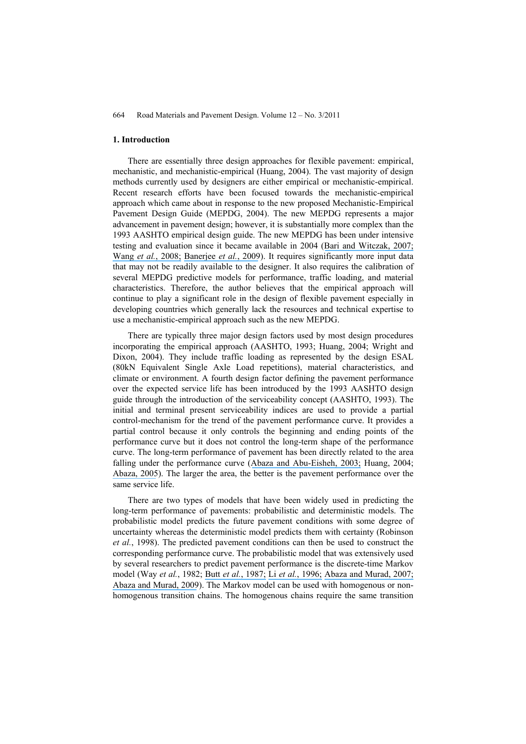## 1. Introduction

There are essentially three design approaches for flexible pavement: empirical, mechanistic, and mechanistic-empirical (Huang, 2004). The vast majority of design methods currently used by designers are either empirical or mechanistic-empirical. Recent research efforts have been focused towards the mechanistic-empirical approach which came about in response to the new proposed Mechanistic-Empirical Pavement Design Guide (MEPDG, 2004). The new MEPDG represents a major advancement in pavement design; however, it is substantially more complex than the 1993 AASHTO empirical design guide. The new MEPDG has been under intensive testing and evaluation since it became available in 2004 (Bari and Witczak, 2007; Wang *et al.*, 2008; Banerjee *et al.*, 2009). It requires significantly more input data that may not be readily available to the designer. It also requires the calibration of several MEPDG predictive models for performance, traffic loading, and material characteristics. Therefore, the author believes that the empirical approach will continue to play a significant role in the design of flexible pavement especially in developing countries which generally lack the resources and technical expertise to use a mechanistic-empirical approach such as the new MEPDG.

There are typically three major design factors used by most design procedures incorporating the empirical approach (AASHTO, 1993; Huang, 2004; Wright and Dixon, 2004). They include traffic loading as represented by the design ESAL (80kN Equivalent Single Axle Load repetitions), material characteristics, and climate or environment. A fourth design factor defining the pavement performance over the expected service life has been introduced by the 1993 AASHTO design guide through the introduction of the serviceability concept (AASHTO, 1993). The initial and terminal present serviceability indices are used to provide a partial control-mechanism for the trend of the pavement performance curve. It provides a partial control because it only controls the beginning and ending points of the performance curve but it does not control the long-term shape of the performance curve. The long-term performance of pavement has been directly related to the area falling under the performance curve (Abaza and Abu-Eisheh, 2003; Huang, 2004; Abaza, 2005). The larger the area, the better is the pavement performance over the same service life.

There are two types of models that have been widely used in predicting the long-term performance of pavements: probabilistic and deterministic models. The probabilistic model predicts the future pavement conditions with some degree of uncertainty whereas the deterministic model predicts them with certainty (Robinson *et al.*, 1998). The predicted pavement conditions can then be used to construct the corresponding performance curve. The probabilistic model that was extensively used by several researchers to predict pavement performance is the discrete-time Markov model (Way *et al.*, 1982; Butt *et al.*, 1987; Li *et al.*, 1996; Abaza and Murad, 2007; Abaza and Murad, 2009). The Markov model can be used with homogenous or non-homogenous transition chains. The homogenous chains require the same transition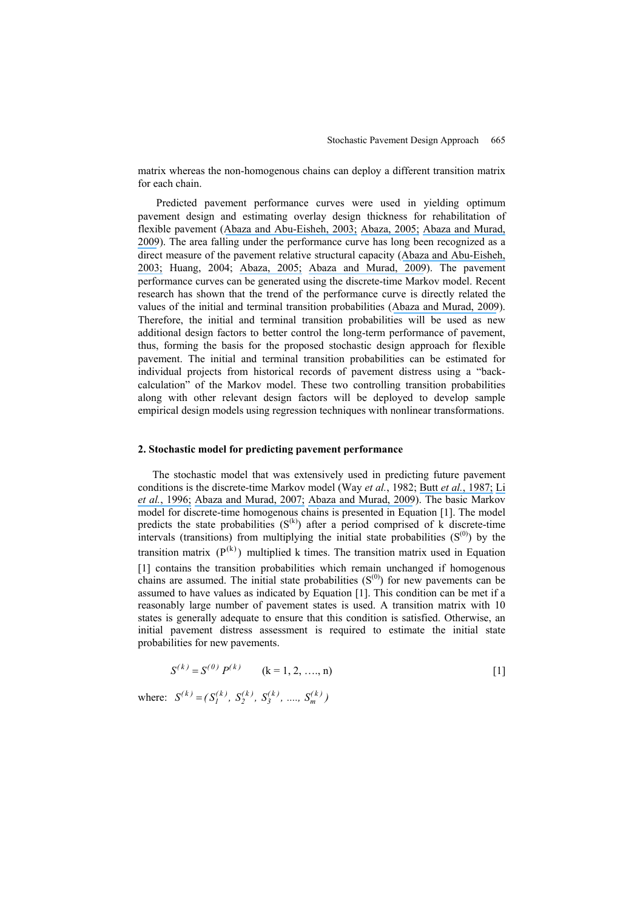matrix whereas the non-homogenous chains can deploy a different transition matrix for each chain.

Predicted pavement performance curves were used in yielding optimum pavement design and estimating overlay design thickness for rehabilitation of flexible pavement (Abaza and Abu-Eisheh, 2003; Abaza, 2005; Abaza and Murad, 2009). The area falling under the performance curve has long been recognized as a direct measure of the pavement relative structural capacity (Abaza and Abu-Eisheh, 2003; Huang, 2004; Abaza, 2005; Abaza and Murad, 2009). The pavement performance curves can be generated using the discrete-time Markov model. Recent research has shown that the trend of the performance curve is directly related the values of the initial and terminal transition probabilities (Abaza and Murad, 2009). Therefore, the initial and terminal transition probabilities will be used as new additional design factors to better control the long-term performance of pavement, thus, forming the basis for the proposed stochastic design approach for flexible pavement. The initial and terminal transition probabilities can be estimated for individual projects from historical records of pavement distress using a "back-calculation" of the Markov model. These two controlling transition probabilities along with other relevant design factors will be deployed to develop sample empirical design models using regression techniques with nonlinear transformations.

## 2. Stochastic model for predicting pavement performance

The stochastic model that was extensively used in predicting future pavement conditions is the discrete-time Markov model (Way *et al.*, 1982; Butt *et al.*, 1987; Li *et al.*, 1996; Abaza and Murad, 2007; Abaza and Murad, 2009). The basic Markov model for discrete-time homogenous chains is presented in Equation [1]. The model predicts the state probabilities ($S^{(k)}$) after a period comprised of k discrete-time intervals (transitions) from multiplying the initial state probabilities ($S^{(0)}$) by the transition matrix ($P^{(k)}$) multiplied k times. The transition matrix used in Equation [1] contains the transition probabilities which remain unchanged if homogenous chains are assumed. The initial state probabilities ($S^{(0)}$) for new pavements can be assumed to have values as indicated by Equation [1]. This condition can be met if a reasonably large number of pavement states is used. A transition matrix with 10 states is generally adequate to ensure that this condition is satisfied. Otherwise, an initial pavement distress assessment is required to estimate the initial state probabilities for new pavements.

$$S^{(k)} = S^{(0)}\, P^{(k)} \qquad (k = 1, 2, \ldots, n) \qquad [1]$$

where: $S^{(k)} = (S_1^{(k)},\ S_2^{(k)},\ S_3^{(k)},\ \ldots,\ S_m^{(k)})$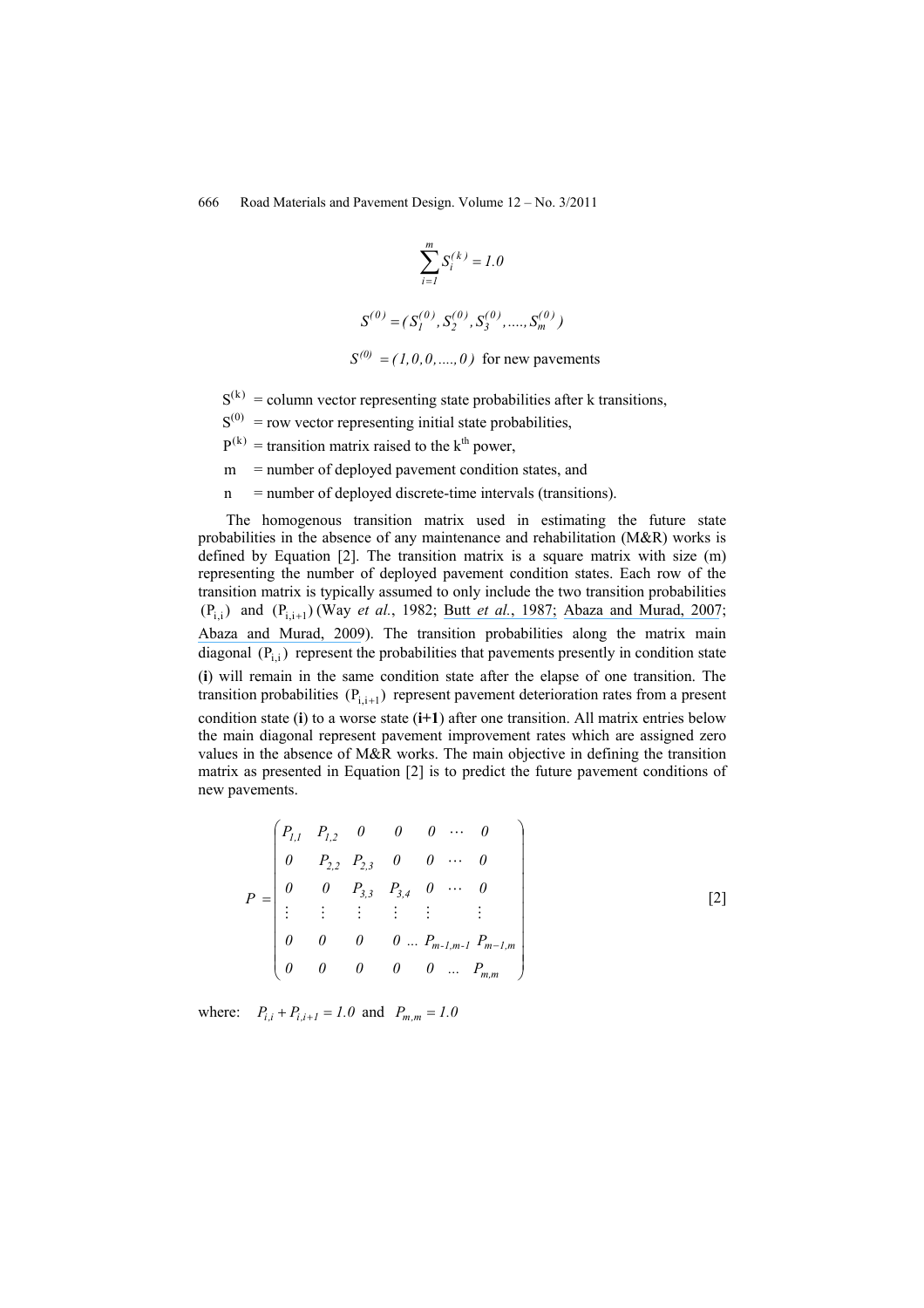$$\sum_{i=1}^{m} S_i^{(k)} = 1.0$$

$$S^{(0)} = (S_1^{(0)}, S_2^{(0)}, S_3^{(0)}, ...., S_m^{(0)})$$

$$S^{(0)} = (1, 0, 0, ...., 0) \text{ for new pavements}$$

$S^{(k)}$ = column vector representing state probabilities after k transitions,

$S^{(0)}$ = row vector representing initial state probabilities,

$P^{(k)}$ = transition matrix raised to the $k^{th}$ power,

m = number of deployed pavement condition states, and

n = number of deployed discrete-time intervals (transitions).

The homogenous transition matrix used in estimating the future state probabilities in the absence of any maintenance and rehabilitation (M&R) works is defined by Equation [2]. The transition matrix is a square matrix with size (m) representing the number of deployed pavement condition states. Each row of the transition matrix is typically assumed to only include the two transition probabilities $(P_{i,i})$ and $(P_{i,i+1})$ (Way *et al.*, 1982; Butt *et al.*, 1987; Abaza and Murad, 2007; Abaza and Murad, 2009). The transition probabilities along the matrix main diagonal $(P_{i,i})$ represent the probabilities that pavements presently in condition state (**i**) will remain in the same condition state after the elapse of one transition. The transition probabilities $(P_{i,i+1})$ represent pavement deterioration rates from a present condition state (**i**) to a worse state (**i+1**) after one transition. All matrix entries below the main diagonal represent pavement improvement rates which are assigned zero values in the absence of M&R works. The main objective in defining the transition matrix as presented in Equation [2] is to predict the future pavement conditions of new pavements.

$$P = \begin{pmatrix} P_{1,1} & P_{1,2} & 0 & 0 & 0 & \cdots & 0 \\ 0 & P_{2,2} & P_{2,3} & 0 & 0 & \cdots & 0 \\ 0 & 0 & P_{3,3} & P_{3,4} & 0 & \cdots & 0 \\ \vdots & \vdots & \vdots & \vdots & \vdots & & \vdots \\ 0 & 0 & 0 & 0 & \ldots & P_{m-1,m-1} & P_{m-1,m} \\ 0 & 0 & 0 & 0 & 0 & \ldots & P_{m,m} \end{pmatrix} \quad [2]$$

where: $P_{i,i} + P_{i,i+1} = 1.0$ and $P_{m,m} = 1.0$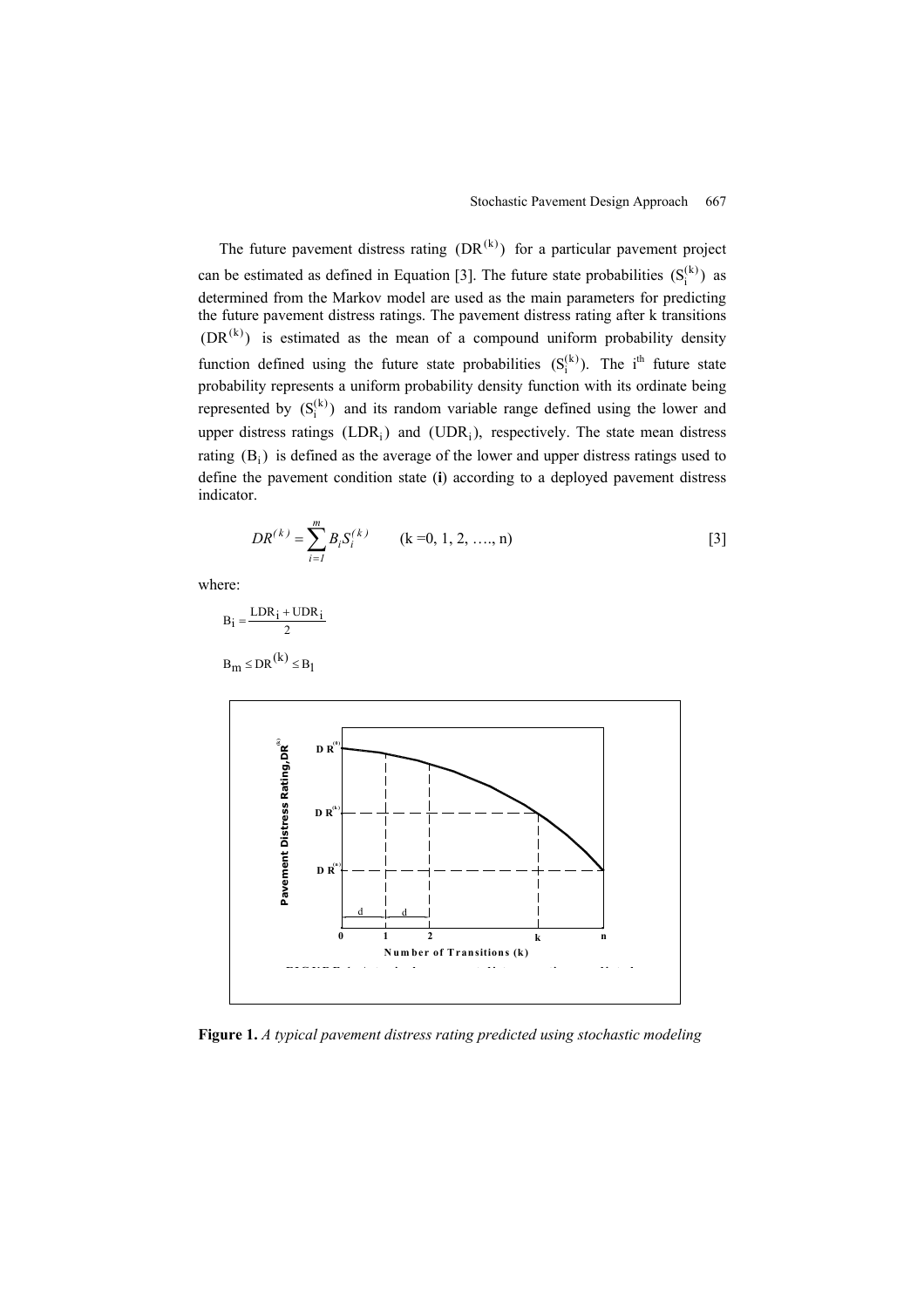The future pavement distress rating $(DR^{(k)})$ for a particular pavement project can be estimated as defined in Equation [3]. The future state probabilities $(S_i^{(k)})$ as determined from the Markov model are used as the main parameters for predicting the future pavement distress ratings. The pavement distress rating after k transitions $(DR^{(k)})$ is estimated as the mean of a compound uniform probability density function defined using the future state probabilities $(S_i^{(k)})$. The i[th] future state probability represents a uniform probability density function with its ordinate being represented by $(S_i^{(k)})$ and its random variable range defined using the lower and upper distress ratings $(LDR_i)$ and $(UDR_i)$, respectively. The state mean distress rating $(B_i)$ is defined as the average of the lower and upper distress ratings used to define the pavement condition state (**i**) according to a deployed pavement distress indicator.

$$DR^{(k)} = \sum_{i=1}^{m} B_i S_i^{(k)} \qquad (k = 0, 1, 2, \ldots, n) \tag{3}$$

where:

$$B_i = \frac{LDR_i + UDR_i}{2}$$

$$B_m \leq DR^{(k)} \leq B_1$$

**Figure 1.** *A typical pavement distress rating predicted using stochastic modeling*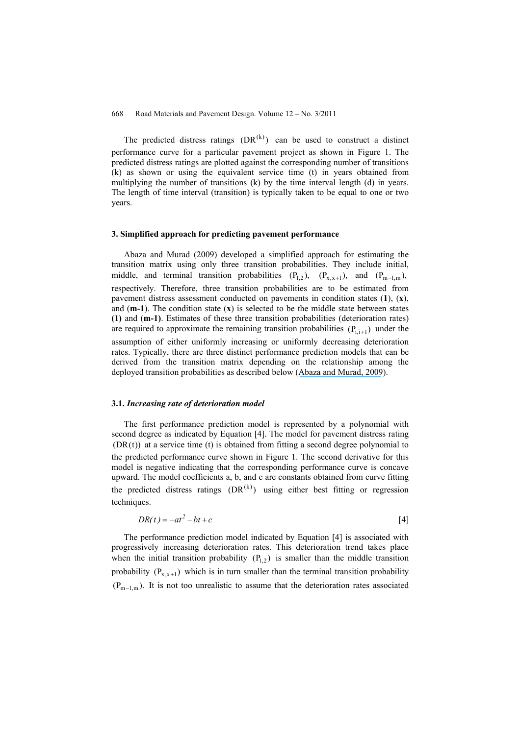The predicted distress ratings $(DR^{(k)})$ can be used to construct a distinct performance curve for a particular pavement project as shown in Figure 1. The predicted distress ratings are plotted against the corresponding number of transitions (k) as shown or using the equivalent service time (t) in years obtained from multiplying the number of transitions (k) by the time interval length (d) in years. The length of time interval (transition) is typically taken to be equal to one or two years.

## 3. Simplified approach for predicting pavement performance

Abaza and Murad (2009) developed a simplified approach for estimating the transition matrix using only three transition probabilities. They include initial, middle, and terminal transition probabilities $(P_{1,2})$, $(P_{x,x+1})$, and $(P_{m-1,m})$, respectively. Therefore, three transition probabilities are to be estimated from pavement distress assessment conducted on pavements in condition states (**1**), (**x**), and (**m-1**). The condition state (**x**) is selected to be the middle state between states **(1)** and (**m-1)**. Estimates of these three transition probabilities (deterioration rates) are required to approximate the remaining transition probabilities $(P_{i,i+1})$ under the assumption of either uniformly increasing or uniformly decreasing deterioration rates. Typically, there are three distinct performance prediction models that can be derived from the transition matrix depending on the relationship among the deployed transition probabilities as described below (Abaza and Murad, 2009).

### 3.1. *Increasing rate of deterioration model*

The first performance prediction model is represented by a polynomial with second degree as indicated by Equation [4]. The model for pavement distress rating $(DR(t))$ at a service time (t) is obtained from fitting a second degree polynomial to the predicted performance curve shown in Figure 1. The second derivative for this model is negative indicating that the corresponding performance curve is concave upward. The model coefficients a, b, and c are constants obtained from curve fitting the predicted distress ratings $(DR^{(k)})$ using either best fitting or regression techniques.

$$DR(t) = -at^2 - bt + c \qquad [4]$$

The performance prediction model indicated by Equation [4] is associated with progressively increasing deterioration rates. This deterioration trend takes place when the initial transition probability $(P_{1,2})$ is smaller than the middle transition probability $(P_{x,x+1})$ which is in turn smaller than the terminal transition probability $(P_{m-1,m})$. It is not too unrealistic to assume that the deterioration rates associated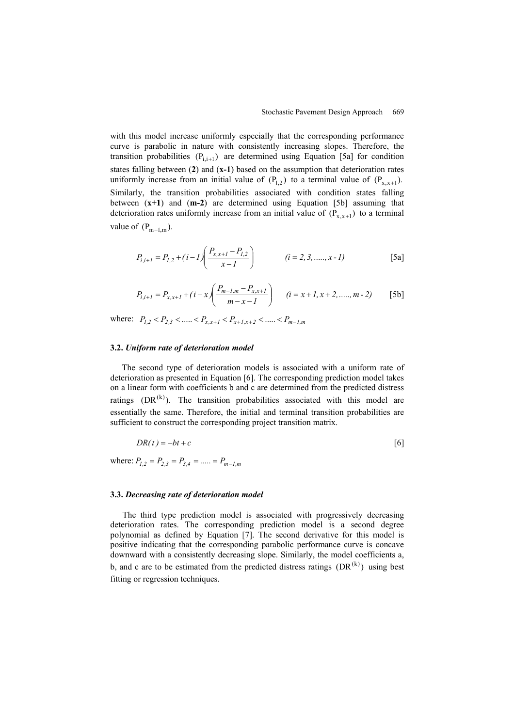with this model increase uniformly especially that the corresponding performance curve is parabolic in nature with consistently increasing slopes. Therefore, the transition probabilities $(P_{i,i+1})$ are determined using Equation [5a] for condition states falling between (**2**) and (**x-1**) based on the assumption that deterioration rates uniformly increase from an initial value of $(P_{1,2})$ to a terminal value of $(P_{x,x+1})$. Similarly, the transition probabilities associated with condition states falling between (**x+1**) and (**m-2**) are determined using Equation [5b] assuming that deterioration rates uniformly increase from an initial value of $(P_{x,x+1})$ to a terminal value of $(P_{m-1,m})$.

$$P_{i,i+1} = P_{1,2} + (i-1)\left(\frac{P_{x,x+1} - P_{1,2}}{x-1}\right) \qquad (i = 2, 3, \ldots, x-1) \qquad [5a]$$

$$P_{i,i+1} = P_{x,x+1} + (i-x)\left(\frac{P_{m-1,m} - P_{x,x+1}}{m-x-1}\right) \qquad (i = x+1, x+2, \ldots, m-2) \qquad [5b]$$

where: $P_{1,2} < P_{2,3} < \ldots < P_{x,x+1} < P_{x+1,x+2} < \ldots < P_{m-1,m}$

### 3.2. *Uniform rate of deterioration model*

The second type of deterioration models is associated with a uniform rate of deterioration as presented in Equation [6]. The corresponding prediction model takes on a linear form with coefficients b and c are determined from the predicted distress ratings $(DR^{(k)})$. The transition probabilities associated with this model are essentially the same. Therefore, the initial and terminal transition probabilities are sufficient to construct the corresponding project transition matrix.

$$DR(t) = -bt + c \qquad [6]$$

where: $P_{1,2} = P_{2,3} = P_{3,4} = \ldots = P_{m-1,m}$

### 3.3. *Decreasing rate of deterioration model*

The third type prediction model is associated with progressively decreasing deterioration rates. The corresponding prediction model is a second degree polynomial as defined by Equation [7]. The second derivative for this model is positive indicating that the corresponding parabolic performance curve is concave downward with a consistently decreasing slope. Similarly, the model coefficients a, b, and c are to be estimated from the predicted distress ratings $(DR^{(k)})$ using best fitting or regression techniques.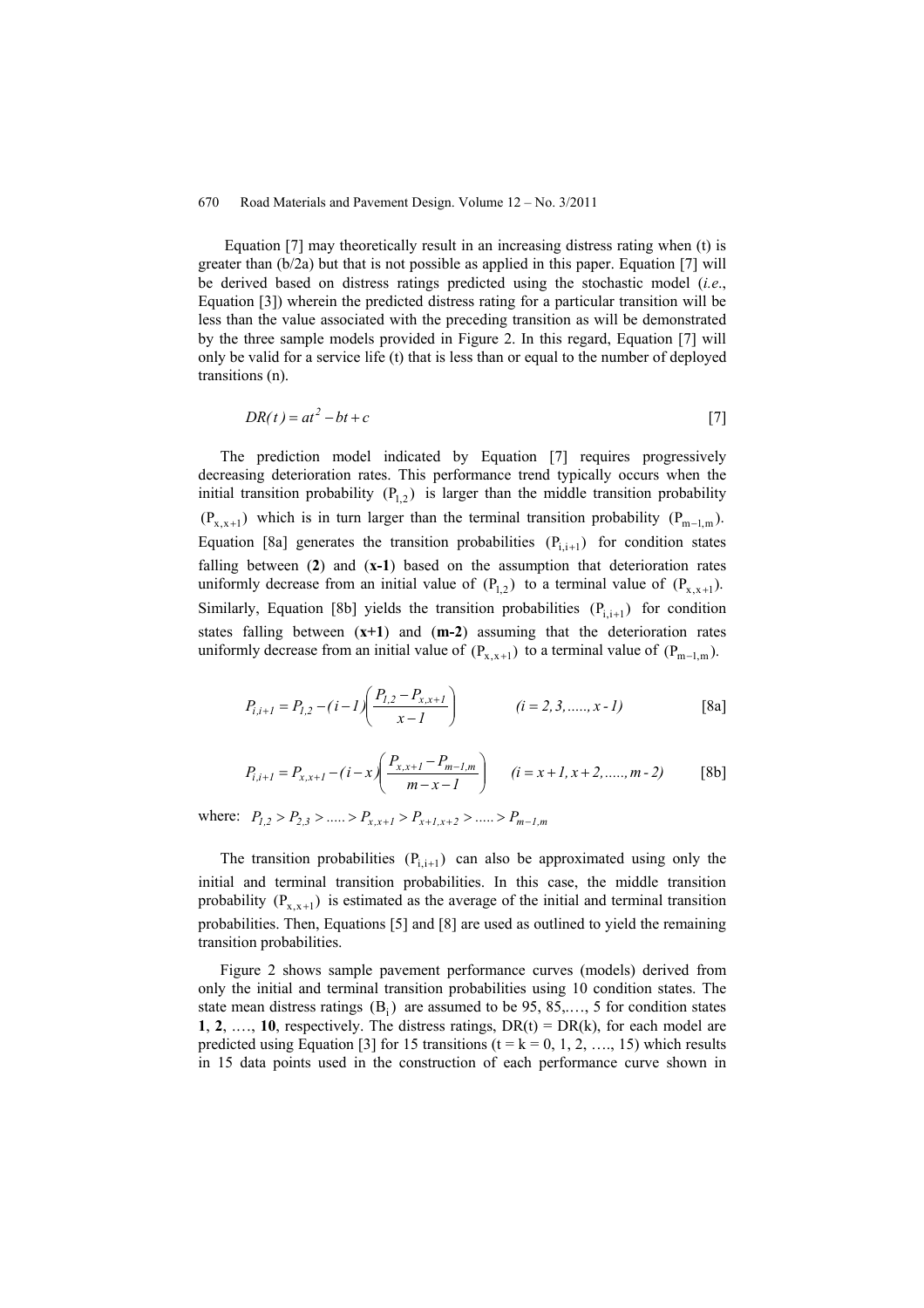Equation [7] may theoretically result in an increasing distress rating when (t) is greater than (b/2a) but that is not possible as applied in this paper. Equation [7] will be derived based on distress ratings predicted using the stochastic model (*i.e.*, Equation [3]) wherein the predicted distress rating for a particular transition will be less than the value associated with the preceding transition as will be demonstrated by the three sample models provided in Figure 2. In this regard, Equation [7] will only be valid for a service life (t) that is less than or equal to the number of deployed transitions (n).

$$DR(t) = at^2 - bt + c \qquad [7]$$

The prediction model indicated by Equation [7] requires progressively decreasing deterioration rates. This performance trend typically occurs when the initial transition probability $(P_{1,2})$ is larger than the middle transition probability $(P_{x,x+1})$ which is in turn larger than the terminal transition probability $(P_{m-1,m})$. Equation [8a] generates the transition probabilities $(P_{i,i+1})$ for condition states falling between (**2**) and (**x-1**) based on the assumption that deterioration rates uniformly decrease from an initial value of $(P_{1,2})$ to a terminal value of $(P_{x,x+1})$. Similarly, Equation [8b] yields the transition probabilities $(P_{i,i+1})$ for condition states falling between (**x+1**) and (**m-2**) assuming that the deterioration rates uniformly decrease from an initial value of $(P_{x,x+1})$ to a terminal value of $(P_{m-1,m})$.

$$P_{i,i+1} = P_{1,2} - (i-1)\left(\frac{P_{1,2} - P_{x,x+1}}{x-1}\right) \qquad (i = 2, 3, \ldots\ldots, x - 1) \qquad [8a]$$

$$P_{i,i+1} = P_{x,x+1} - (i-x)\left(\frac{P_{x,x+1} - P_{m-1,m}}{m-x-1}\right) \qquad (i = x+1, x+2, \ldots\ldots, m - 2) \qquad [8b]$$

where: $P_{1,2} > P_{2,3} > \ldots\ldots > P_{x,x+1} > P_{x+1,x+2} > \ldots\ldots > P_{m-1,m}$

The transition probabilities $(P_{i,i+1})$ can also be approximated using only the initial and terminal transition probabilities. In this case, the middle transition probability $(P_{x,x+1})$ is estimated as the average of the initial and terminal transition probabilities. Then, Equations [5] and [8] are used as outlined to yield the remaining transition probabilities.

Figure 2 shows sample pavement performance curves (models) derived from only the initial and terminal transition probabilities using 10 condition states. The state mean distress ratings $(B_i)$ are assumed to be 95, 85,…., 5 for condition states **1**, **2**, …., **10**, respectively. The distress ratings, DR(t) = DR(k), for each model are predicted using Equation [3] for 15 transitions (t = k = 0, 1, 2, …., 15) which results in 15 data points used in the construction of each performance curve shown in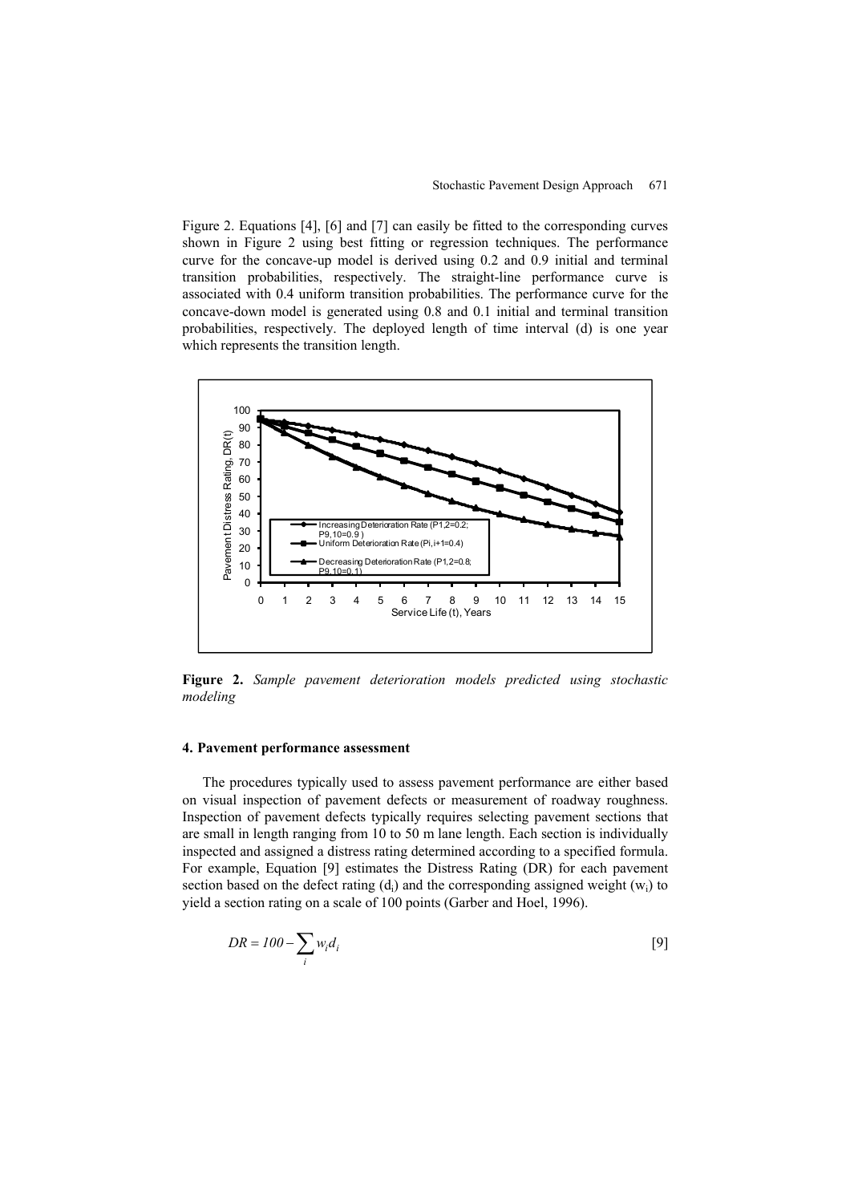Figure 2. Equations [4], [6] and [7] can easily be fitted to the corresponding curves shown in Figure 2 using best fitting or regression techniques. The performance curve for the concave-up model is derived using 0.2 and 0.9 initial and terminal transition probabilities, respectively. The straight-line performance curve is associated with 0.4 uniform transition probabilities. The performance curve for the concave-down model is generated using 0.8 and 0.1 initial and terminal transition probabilities, respectively. The deployed length of time interval (d) is one year which represents the transition length.

**Figure 2.** *Sample pavement deterioration models predicted using stochastic modeling*

#### 4. Pavement performance assessment

The procedures typically used to assess pavement performance are either based on visual inspection of pavement defects or measurement of roadway roughness. Inspection of pavement defects typically requires selecting pavement sections that are small in length ranging from 10 to 50 m lane length. Each section is individually inspected and assigned a distress rating determined according to a specified formula. For example, Equation [9] estimates the Distress Rating (DR) for each pavement section based on the defect rating ($d_i$) and the corresponding assigned weight ($w_i$) to yield a section rating on a scale of 100 points (Garber and Hoel, 1996).

$$DR = 100 - \sum_i w_i d_i \qquad [9]$$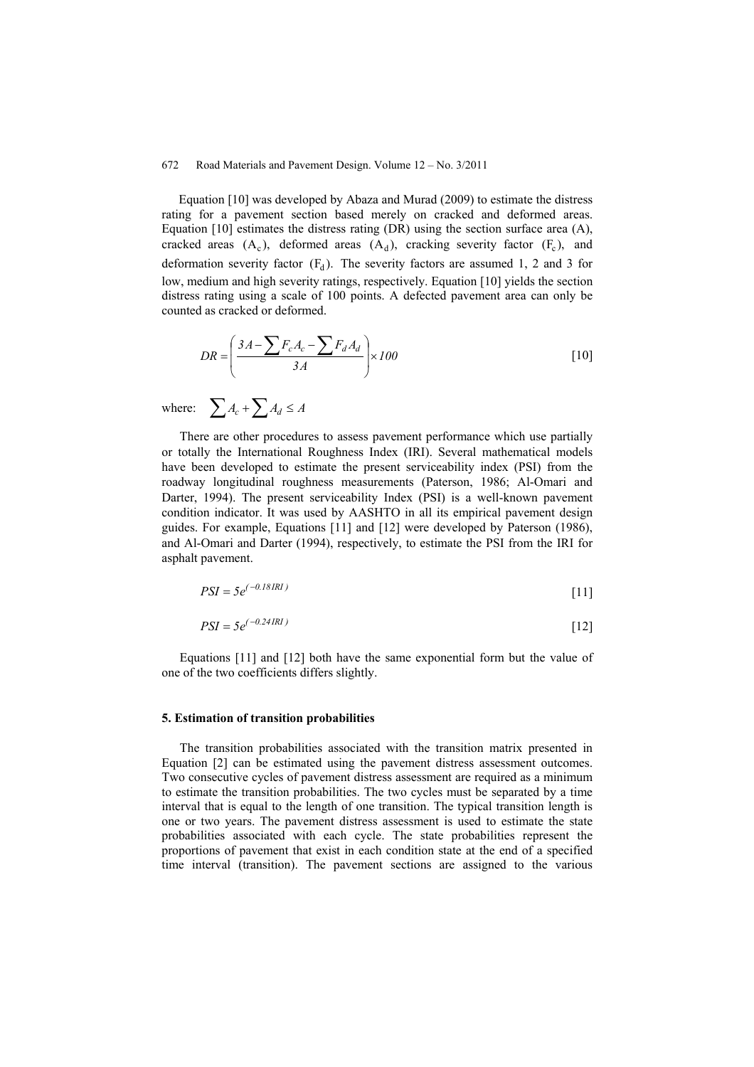Equation [10] was developed by Abaza and Murad (2009) to estimate the distress rating for a pavement section based merely on cracked and deformed areas. Equation [10] estimates the distress rating (DR) using the section surface area (A), cracked areas ($A_c$), deformed areas ($A_d$), cracking severity factor ($F_c$), and deformation severity factor ($F_d$). The severity factors are assumed 1, 2 and 3 for low, medium and high severity ratings, respectively. Equation [10] yields the section distress rating using a scale of 100 points. A defected pavement area can only be counted as cracked or deformed.

$$DR = \left( \frac{3A - \sum F_c A_c - \sum F_d A_d}{3A} \right) \times 100 \qquad [10]$$

where: $\sum A_c + \sum A_d \leq A$

There are other procedures to assess pavement performance which use partially or totally the International Roughness Index (IRI). Several mathematical models have been developed to estimate the present serviceability index (PSI) from the roadway longitudinal roughness measurements (Paterson, 1986; Al-Omari and Darter, 1994). The present serviceability Index (PSI) is a well-known pavement condition indicator. It was used by AASHTO in all its empirical pavement design guides. For example, Equations [11] and [12] were developed by Paterson (1986), and Al-Omari and Darter (1994), respectively, to estimate the PSI from the IRI for asphalt pavement.

$$PSI = 5e^{(-0.18IRI)} \qquad [11]$$

$$PSI = 5e^{(-0.24IRI)} \qquad [12]$$

Equations [11] and [12] both have the same exponential form but the value of one of the two coefficients differs slightly.

## 5. Estimation of transition probabilities

The transition probabilities associated with the transition matrix presented in Equation [2] can be estimated using the pavement distress assessment outcomes. Two consecutive cycles of pavement distress assessment are required as a minimum to estimate the transition probabilities. The two cycles must be separated by a time interval that is equal to the length of one transition. The typical transition length is one or two years. The pavement distress assessment is used to estimate the state probabilities associated with each cycle. The state probabilities represent the proportions of pavement that exist in each condition state at the end of a specified time interval (transition). The pavement sections are assigned to the various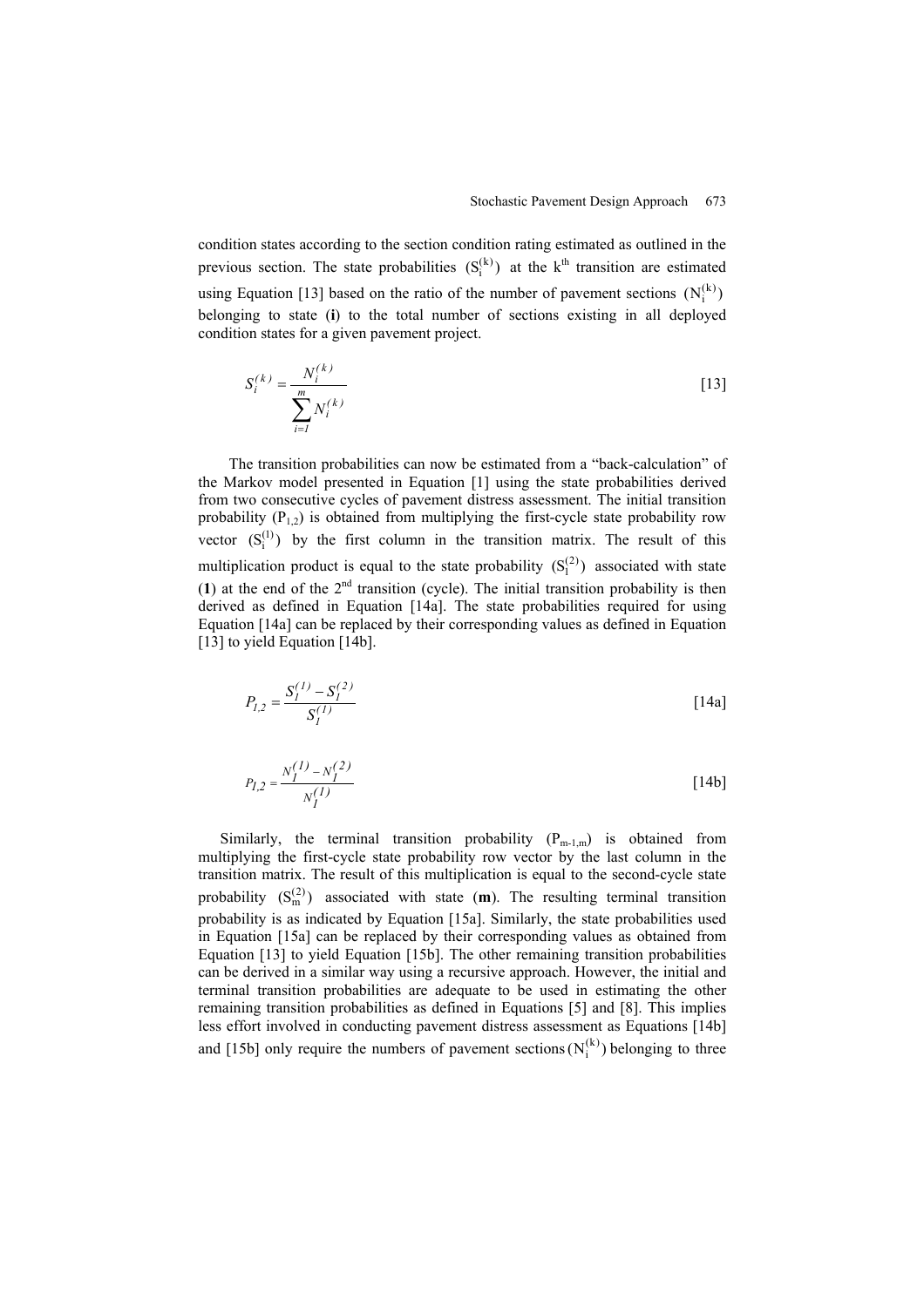condition states according to the section condition rating estimated as outlined in the previous section. The state probabilities $(S_i^{(k)})$ at the k[th] transition are estimated using Equation [13] based on the ratio of the number of pavement sections $(N_i^{(k)})$ belonging to state (**i**) to the total number of sections existing in all deployed condition states for a given pavement project.

$$S_i^{(k)} = \frac{N_i^{(k)}}{\sum_{i=1}^{m} N_i^{(k)}} \qquad [13]$$

The transition probabilities can now be estimated from a "back-calculation" of the Markov model presented in Equation [1] using the state probabilities derived from two consecutive cycles of pavement distress assessment. The initial transition probability $(P_{1,2})$ is obtained from multiplying the first-cycle state probability row vector $(S_i^{(1)})$ by the first column in the transition matrix. The result of this multiplication product is equal to the state probability $(S_1^{(2)})$ associated with state (**1**) at the end of the 2[nd] transition (cycle). The initial transition probability is then derived as defined in Equation [14a]. The state probabilities required for using Equation [14a] can be replaced by their corresponding values as defined in Equation [13] to yield Equation [14b].

$$P_{1,2} = \frac{S_1^{(1)} - S_1^{(2)}}{S_1^{(1)}} \qquad [14a]$$

$$P_{1,2} = \frac{N_1^{(1)} - N_1^{(2)}}{N_1^{(1)}} \qquad [14b]$$

Similarly, the terminal transition probability $(P_{m-1,m})$ is obtained from multiplying the first-cycle state probability row vector by the last column in the transition matrix. The result of this multiplication is equal to the second-cycle state probability $(S_m^{(2)})$ associated with state (**m**). The resulting terminal transition probability is as indicated by Equation [15a]. Similarly, the state probabilities used in Equation [15a] can be replaced by their corresponding values as obtained from Equation [13] to yield Equation [15b]. The other remaining transition probabilities can be derived in a similar way using a recursive approach. However, the initial and terminal transition probabilities are adequate to be used in estimating the other remaining transition probabilities as defined in Equations [5] and [8]. This implies less effort involved in conducting pavement distress assessment as Equations [14b] and [15b] only require the numbers of pavement sections $(N_i^{(k)})$ belonging to three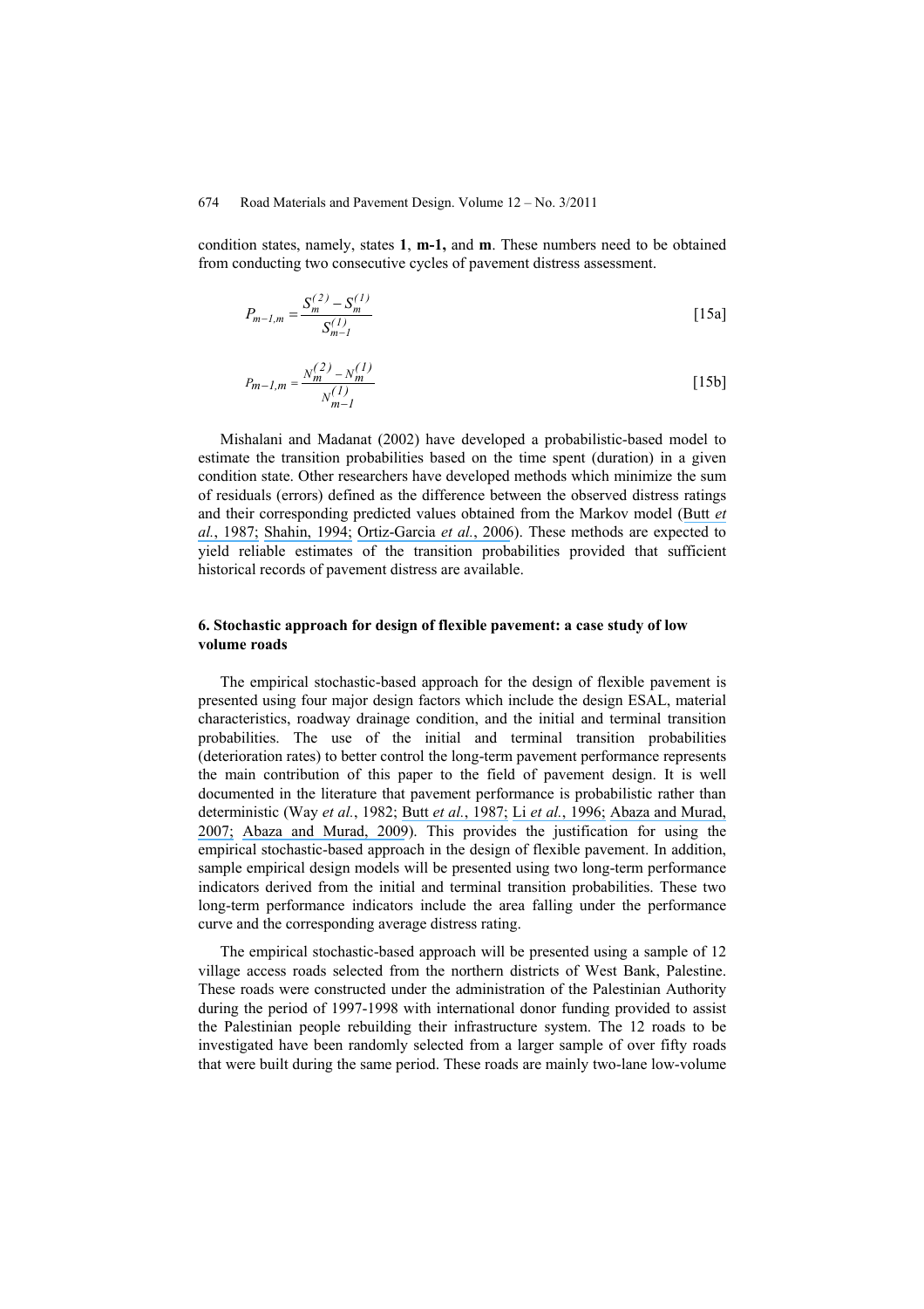condition states, namely, states **1**, **m-1,** and **m**. These numbers need to be obtained from conducting two consecutive cycles of pavement distress assessment.

$$P_{m-1,m} = \frac{S_m^{(2)} - S_m^{(1)}}{S_{m-1}^{(1)}} \qquad [15a]$$

$$p_{m-1,m} = \frac{N_m^{(2)} - N_m^{(1)}}{N_{m-1}^{(1)}} \qquad [15b]$$

Mishalani and Madanat (2002) have developed a probabilistic-based model to estimate the transition probabilities based on the time spent (duration) in a given condition state. Other researchers have developed methods which minimize the sum of residuals (errors) defined as the difference between the observed distress ratings and their corresponding predicted values obtained from the Markov model (Butt *et al.*, 1987; Shahin, 1994; Ortiz-Garcia *et al.*, 2006). These methods are expected to yield reliable estimates of the transition probabilities provided that sufficient historical records of pavement distress are available.

## 6. Stochastic approach for design of flexible pavement: a case study of low volume roads

The empirical stochastic-based approach for the design of flexible pavement is presented using four major design factors which include the design ESAL, material characteristics, roadway drainage condition, and the initial and terminal transition probabilities. The use of the initial and terminal transition probabilities (deterioration rates) to better control the long-term pavement performance represents the main contribution of this paper to the field of pavement design. It is well documented in the literature that pavement performance is probabilistic rather than deterministic (Way *et al.*, 1982; Butt *et al.*, 1987; Li *et al.*, 1996; Abaza and Murad, 2007; Abaza and Murad, 2009). This provides the justification for using the empirical stochastic-based approach in the design of flexible pavement. In addition, sample empirical design models will be presented using two long-term performance indicators derived from the initial and terminal transition probabilities. These two long-term performance indicators include the area falling under the performance curve and the corresponding average distress rating.

The empirical stochastic-based approach will be presented using a sample of 12 village access roads selected from the northern districts of West Bank, Palestine. These roads were constructed under the administration of the Palestinian Authority during the period of 1997-1998 with international donor funding provided to assist the Palestinian people rebuilding their infrastructure system. The 12 roads to be investigated have been randomly selected from a larger sample of over fifty roads that were built during the same period. These roads are mainly two-lane low-volume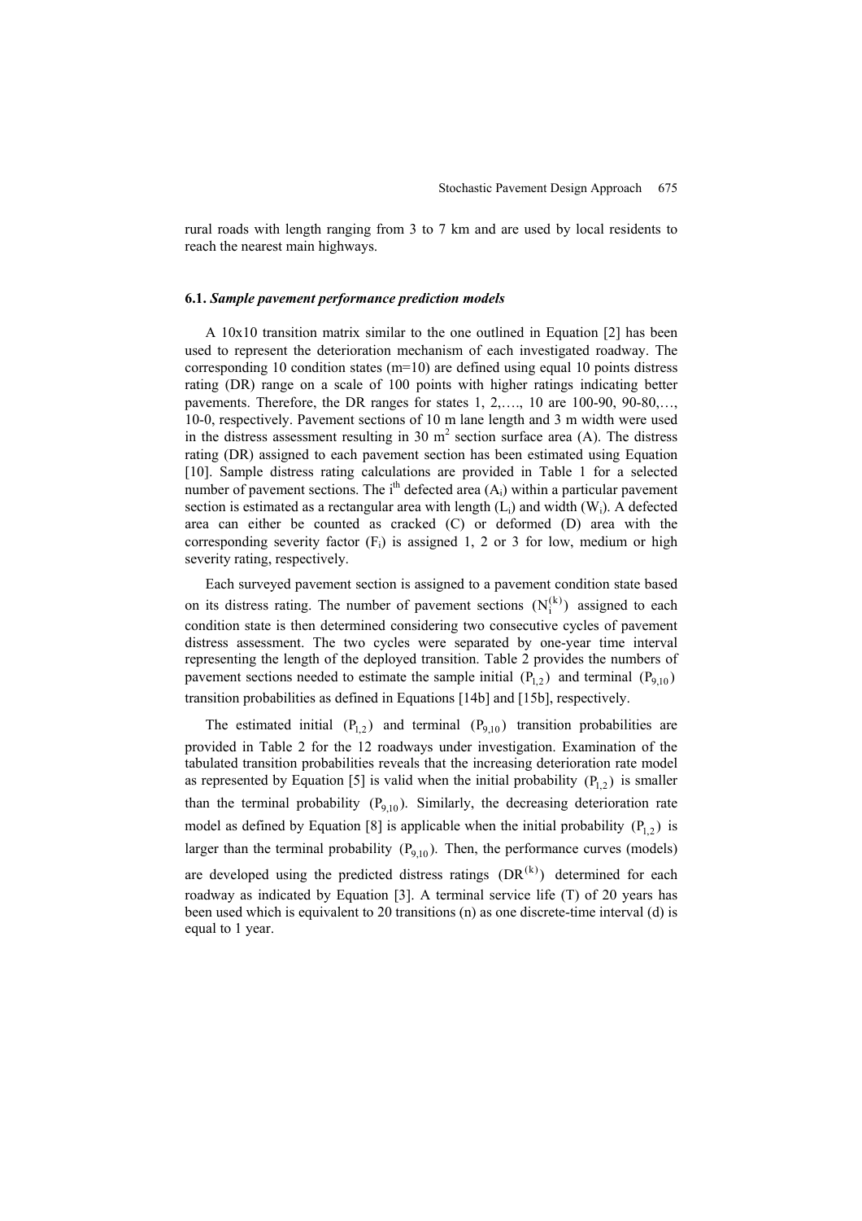rural roads with length ranging from 3 to 7 km and are used by local residents to reach the nearest main highways.

### 6.1. *Sample pavement performance prediction models*

A 10x10 transition matrix similar to the one outlined in Equation [2] has been used to represent the deterioration mechanism of each investigated roadway. The corresponding 10 condition states (m=10) are defined using equal 10 points distress rating (DR) range on a scale of 100 points with higher ratings indicating better pavements. Therefore, the DR ranges for states 1, 2,…., 10 are 100-90, 90-80,…, 10-0, respectively. Pavement sections of 10 m lane length and 3 m width were used in the distress assessment resulting in 30 $m^2$ section surface area (A). The distress rating (DR) assigned to each pavement section has been estimated using Equation [10]. Sample distress rating calculations are provided in Table 1 for a selected number of pavement sections. The $i^{th}$ defected area ($A_i$) within a particular pavement section is estimated as a rectangular area with length ($L_i$) and width ($W_i$). A defected area can either be counted as cracked (C) or deformed (D) area with the corresponding severity factor ($F_i$) is assigned 1, 2 or 3 for low, medium or high severity rating, respectively.

Each surveyed pavement section is assigned to a pavement condition state based on its distress rating. The number of pavement sections ($N_i^{(k)}$) assigned to each condition state is then determined considering two consecutive cycles of pavement distress assessment. The two cycles were separated by one-year time interval representing the length of the deployed transition. Table 2 provides the numbers of pavement sections needed to estimate the sample initial ($P_{1,2}$) and terminal ($P_{9,10}$) transition probabilities as defined in Equations [14b] and [15b], respectively.

The estimated initial ($P_{1,2}$) and terminal ($P_{9,10}$) transition probabilities are provided in Table 2 for the 12 roadways under investigation. Examination of the tabulated transition probabilities reveals that the increasing deterioration rate model as represented by Equation [5] is valid when the initial probability ($P_{1,2}$) is smaller than the terminal probability ($P_{9,10}$). Similarly, the decreasing deterioration rate model as defined by Equation [8] is applicable when the initial probability ($P_{1,2}$) is larger than the terminal probability ($P_{9,10}$). Then, the performance curves (models) are developed using the predicted distress ratings ($DR^{(k)}$) determined for each roadway as indicated by Equation [3]. A terminal service life (T) of 20 years has been used which is equivalent to 20 transitions (n) as one discrete-time interval (d) is equal to 1 year.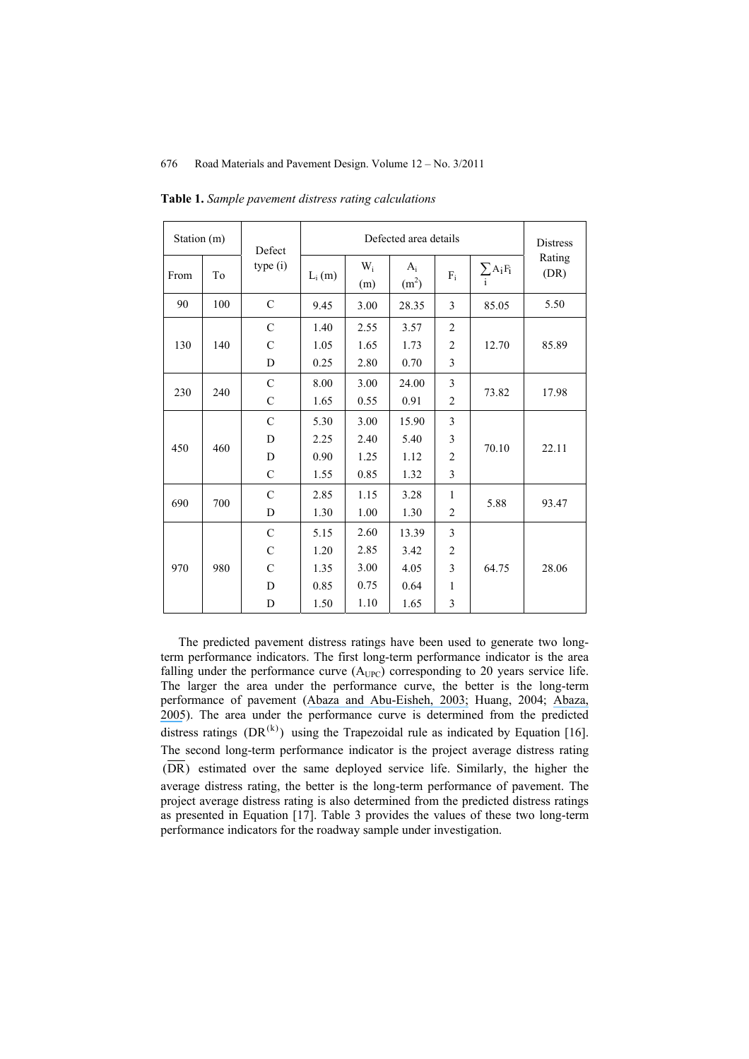**Table 1.** *Sample pavement distress rating calculations*

| Station (m) | | Defect type (i) | Defected area details | | | | | Distress Rating (DR) |
|---|---|---|---|---|---|---|---|---|
| From | To | | $L_i$ (m) | $W_i$ (m) | $A_i$ ($m^2$) | $F_i$ | $\sum_i A_i F_i$ | |
| 90 | 100 | C | 9.45 | 3.00 | 28.35 | 3 | 85.05 | 5.50 |
| 130 | 140 | C | 1.40 | 2.55 | 3.57 | 2 | 12.70 | 85.89 |
| | | C | 1.05 | 1.65 | 1.73 | 2 | | |
| | | D | 0.25 | 2.80 | 0.70 | 3 | | |
| 230 | 240 | C | 8.00 | 3.00 | 24.00 | 3 | 73.82 | 17.98 |
| | | C | 1.65 | 0.55 | 0.91 | 2 | | |
| 450 | 460 | C | 5.30 | 3.00 | 15.90 | 3 | 70.10 | 22.11 |
| | | D | 2.25 | 2.40 | 5.40 | 3 | | |
| | | D | 0.90 | 1.25 | 1.12 | 2 | | |
| | | C | 1.55 | 0.85 | 1.32 | 3 | | |
| 690 | 700 | C | 2.85 | 1.15 | 3.28 | 1 | 5.88 | 93.47 |
| | | D | 1.30 | 1.00 | 1.30 | 2 | | |
| 970 | 980 | C | 5.15 | 2.60 | 13.39 | 3 | 64.75 | 28.06 |
| | | C | 1.20 | 2.85 | 3.42 | 2 | | |
| | | C | 1.35 | 3.00 | 4.05 | 3 | | |
| | | D | 0.85 | 0.75 | 0.64 | 1 | | |
| | | D | 1.50 | 1.10 | 1.65 | 3 | | |

The predicted pavement distress ratings have been used to generate two long-term performance indicators. The first long-term performance indicator is the area falling under the performance curve ($A_{UPC}$) corresponding to 20 years service life. The larger the area under the performance curve, the better is the long-term performance of pavement (Abaza and Abu-Eisheh, 2003; Huang, 2004; Abaza, 2005). The area under the performance curve is determined from the predicted distress ratings ($DR^{(k)}$) using the Trapezoidal rule as indicated by Equation [16]. The second long-term performance indicator is the project average distress rating ($\overline{DR}$) estimated over the same deployed service life. Similarly, the higher the average distress rating, the better is the long-term performance of pavement. The project average distress rating is also determined from the predicted distress ratings as presented in Equation [17]. Table 3 provides the values of these two long-term performance indicators for the roadway sample under investigation.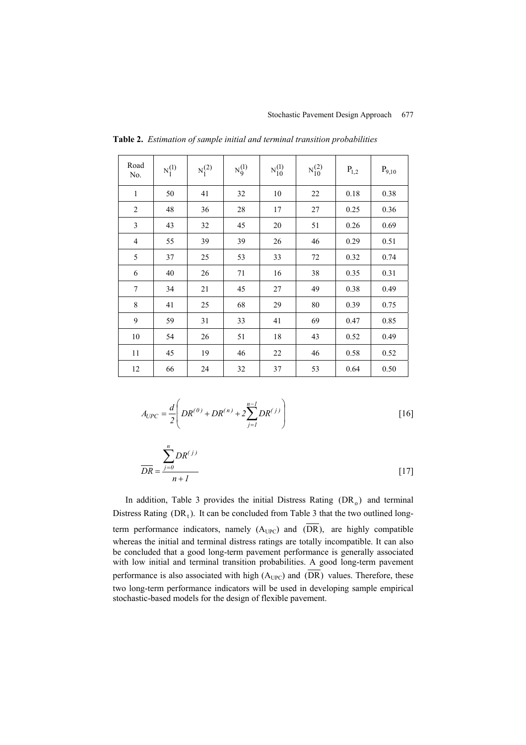**Table 2.** *Estimation of sample initial and terminal transition probabilities*

| Road No. | $N_1^{(1)}$ | $N_1^{(2)}$ | $N_9^{(1)}$ | $N_{10}^{(1)}$ | $N_{10}^{(2)}$ | $P_{1,2}$ | $P_{9,10}$ |
|---|---|---|---|---|---|---|---|
| 1 | 50 | 41 | 32 | 10 | 22 | 0.18 | 0.38 |
| 2 | 48 | 36 | 28 | 17 | 27 | 0.25 | 0.36 |
| 3 | 43 | 32 | 45 | 20 | 51 | 0.26 | 0.69 |
| 4 | 55 | 39 | 39 | 26 | 46 | 0.29 | 0.51 |
| 5 | 37 | 25 | 53 | 33 | 72 | 0.32 | 0.74 |
| 6 | 40 | 26 | 71 | 16 | 38 | 0.35 | 0.31 |
| 7 | 34 | 21 | 45 | 27 | 49 | 0.38 | 0.49 |
| 8 | 41 | 25 | 68 | 29 | 80 | 0.39 | 0.75 |
| 9 | 59 | 31 | 33 | 41 | 69 | 0.47 | 0.85 |
| 10 | 54 | 26 | 51 | 18 | 43 | 0.52 | 0.49 |
| 11 | 45 | 19 | 46 | 22 | 46 | 0.58 | 0.52 |
| 12 | 66 | 24 | 32 | 37 | 53 | 0.64 | 0.50 |

$$A_{UPC} = \frac{d}{2}\left( DR^{(0)} + DR^{(n)} + 2\sum_{j=1}^{n-1} DR^{(j)} \right) \qquad [16]$$

$$\overline{DR} = \frac{\sum_{j=0}^{n} DR^{(j)}}{n+1} \qquad [17]$$

In addition, Table 3 provides the initial Distress Rating $(DR_o)$ and terminal Distress Rating $(DR_t)$. It can be concluded from Table 3 that the two outlined long-term performance indicators, namely $(A_{UPC})$ and $(\overline{DR})$, are highly compatible whereas the initial and terminal distress ratings are totally incompatible. It can also be concluded that a good long-term pavement performance is generally associated with low initial and terminal transition probabilities. A good long-term pavement performance is also associated with high $(A_{UPC})$ and $(\overline{DR})$ values. Therefore, these two long-term performance indicators will be used in developing sample empirical stochastic-based models for the design of flexible pavement.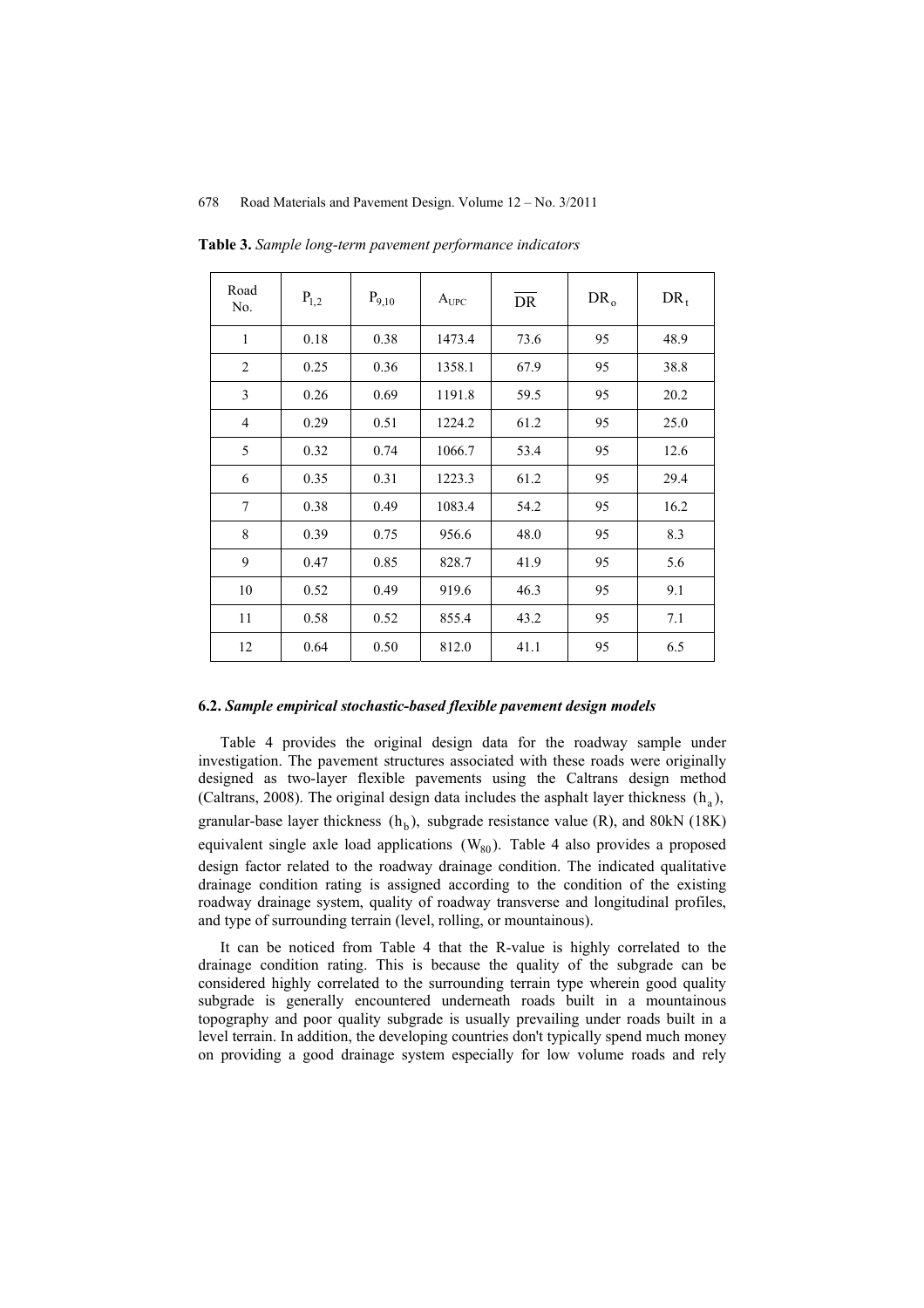**Table 3.** *Sample long-term pavement performance indicators*

| Road No. | $P_{1,2}$ | $P_{9,10}$ | $A_{UPC}$ | $\overline{DR}$ | $DR_o$ | $DR_t$ |
|---|---|---|---|---|---|---|
| 1 | 0.18 | 0.38 | 1473.4 | 73.6 | 95 | 48.9 |
| 2 | 0.25 | 0.36 | 1358.1 | 67.9 | 95 | 38.8 |
| 3 | 0.26 | 0.69 | 1191.8 | 59.5 | 95 | 20.2 |
| 4 | 0.29 | 0.51 | 1224.2 | 61.2 | 95 | 25.0 |
| 5 | 0.32 | 0.74 | 1066.7 | 53.4 | 95 | 12.6 |
| 6 | 0.35 | 0.31 | 1223.3 | 61.2 | 95 | 29.4 |
| 7 | 0.38 | 0.49 | 1083.4 | 54.2 | 95 | 16.2 |
| 8 | 0.39 | 0.75 | 956.6 | 48.0 | 95 | 8.3 |
| 9 | 0.47 | 0.85 | 828.7 | 41.9 | 95 | 5.6 |
| 10 | 0.52 | 0.49 | 919.6 | 46.3 | 95 | 9.1 |
| 11 | 0.58 | 0.52 | 855.4 | 43.2 | 95 | 7.1 |
| 12 | 0.64 | 0.50 | 812.0 | 41.1 | 95 | 6.5 |

### 6.2. *Sample empirical stochastic-based flexible pavement design models*

Table 4 provides the original design data for the roadway sample under investigation. The pavement structures associated with these roads were originally designed as two-layer flexible pavements using the Caltrans design method (Caltrans, 2008). The original design data includes the asphalt layer thickness $(h_a)$, granular-base layer thickness $(h_b)$, subgrade resistance value (R), and 80kN (18K) equivalent single axle load applications $(W_{80})$. Table 4 also provides a proposed design factor related to the roadway drainage condition. The indicated qualitative drainage condition rating is assigned according to the condition of the existing roadway drainage system, quality of roadway transverse and longitudinal profiles, and type of surrounding terrain (level, rolling, or mountainous).

It can be noticed from Table 4 that the R-value is highly correlated to the drainage condition rating. This is because the quality of the subgrade can be considered highly correlated to the surrounding terrain type wherein good quality subgrade is generally encountered underneath roads built in a mountainous topography and poor quality subgrade is usually prevailing under roads built in a level terrain. In addition, the developing countries don't typically spend much money on providing a good drainage system especially for low volume roads and rely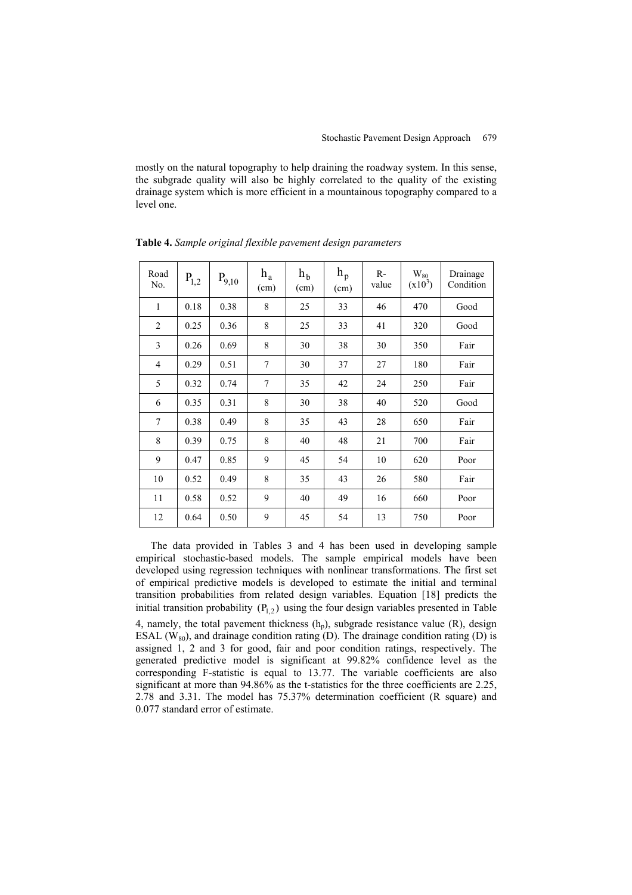mostly on the natural topography to help draining the roadway system. In this sense, the subgrade quality will also be highly correlated to the quality of the existing drainage system which is more efficient in a mountainous topography compared to a level one.

**Table 4.** *Sample original flexible pavement design parameters*

| Road No. | $P_{1,2}$ | $P_{9,10}$ | $h_a$ (cm) | $h_b$ (cm) | $h_p$ (cm) | R-value | $W_{80}$ $(x10^3)$ | Drainage Condition |
|---|---|---|---|---|---|---|---|---|
| 1 | 0.18 | 0.38 | 8 | 25 | 33 | 46 | 470 | Good |
| 2 | 0.25 | 0.36 | 8 | 25 | 33 | 41 | 320 | Good |
| 3 | 0.26 | 0.69 | 8 | 30 | 38 | 30 | 350 | Fair |
| 4 | 0.29 | 0.51 | 7 | 30 | 37 | 27 | 180 | Fair |
| 5 | 0.32 | 0.74 | 7 | 35 | 42 | 24 | 250 | Fair |
| 6 | 0.35 | 0.31 | 8 | 30 | 38 | 40 | 520 | Good |
| 7 | 0.38 | 0.49 | 8 | 35 | 43 | 28 | 650 | Fair |
| 8 | 0.39 | 0.75 | 8 | 40 | 48 | 21 | 700 | Fair |
| 9 | 0.47 | 0.85 | 9 | 45 | 54 | 10 | 620 | Poor |
| 10 | 0.52 | 0.49 | 8 | 35 | 43 | 26 | 580 | Fair |
| 11 | 0.58 | 0.52 | 9 | 40 | 49 | 16 | 660 | Poor |
| 12 | 0.64 | 0.50 | 9 | 45 | 54 | 13 | 750 | Poor |

The data provided in Tables 3 and 4 has been used in developing sample empirical stochastic-based models. The sample empirical models have been developed using regression techniques with nonlinear transformations. The first set of empirical predictive models is developed to estimate the initial and terminal transition probabilities from related design variables. Equation [18] predicts the initial transition probability $(P_{1,2})$ using the four design variables presented in Table 4, namely, the total pavement thickness ($h_p$), subgrade resistance value (R), design ESAL ($W_{80}$), and drainage condition rating (D). The drainage condition rating (D) is assigned 1, 2 and 3 for good, fair and poor condition ratings, respectively. The generated predictive model is significant at 99.82% confidence level as the corresponding F-statistic is equal to 13.77. The variable coefficients are also significant at more than 94.86% as the t-statistics for the three coefficients are 2.25, 2.78 and 3.31. The model has 75.37% determination coefficient (R square) and 0.077 standard error of estimate.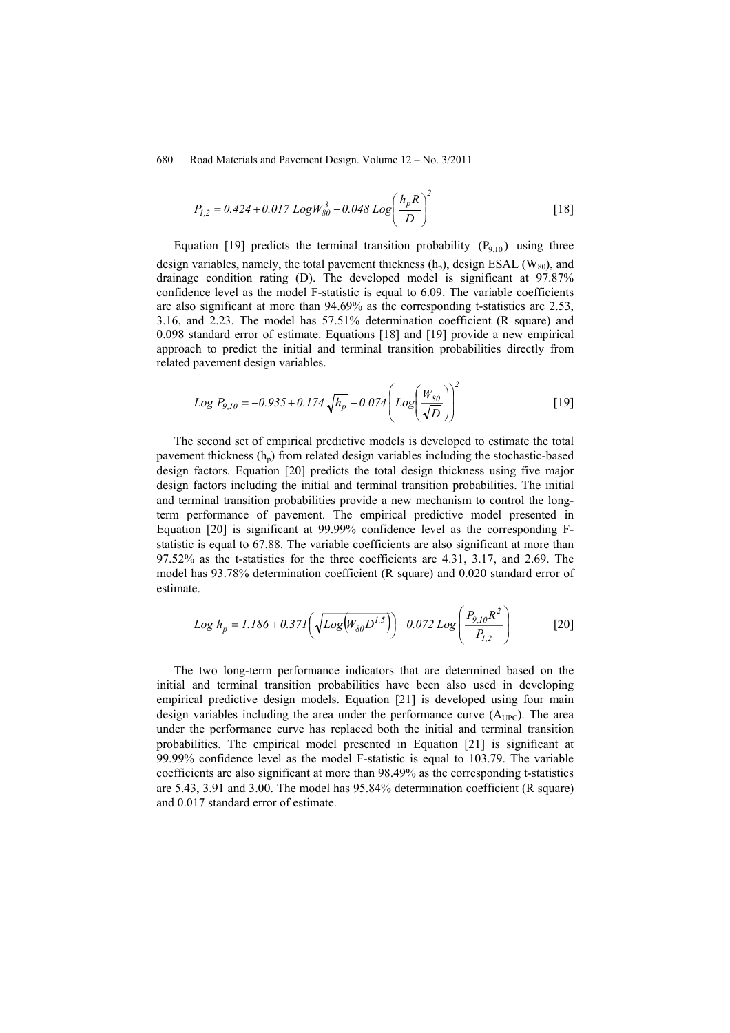$$P_{1,2} = 0.424 + 0.017\ Log W_{80}^{3} - 0.048\ Log\left(\frac{h_p R}{D}\right)^{2} \qquad [18]$$

Equation [19] predicts the terminal transition probability ($P_{9,10}$) using three design variables, namely, the total pavement thickness ($h_p$), design ESAL ($W_{80}$), and drainage condition rating (D). The developed model is significant at 97.87% confidence level as the model F-statistic is equal to 6.09. The variable coefficients are also significant at more than 94.69% as the corresponding t-statistics are 2.53, 3.16, and 2.23. The model has 57.51% determination coefficient (R square) and 0.098 standard error of estimate. Equations [18] and [19] provide a new empirical approach to predict the initial and terminal transition probabilities directly from related pavement design variables.

$$Log\ P_{9,10} = -0.935 + 0.174\sqrt{h_p} - 0.074\left(Log\left(\frac{W_{80}}{\sqrt{D}}\right)\right)^{2} \qquad [19]$$

The second set of empirical predictive models is developed to estimate the total pavement thickness ($h_p$) from related design variables including the stochastic-based design factors. Equation [20] predicts the total design thickness using five major design factors including the initial and terminal transition probabilities. The initial and terminal transition probabilities provide a new mechanism to control the long-term performance of pavement. The empirical predictive model presented in Equation [20] is significant at 99.99% confidence level as the corresponding F-statistic is equal to 67.88. The variable coefficients are also significant at more than 97.52% as the t-statistics for the three coefficients are 4.31, 3.17, and 2.69. The model has 93.78% determination coefficient (R square) and 0.020 standard error of estimate.

$$Log\ h_p = 1.186 + 0.371\left(\sqrt{Log\left(W_{80} D^{1.5}\right)}\right) - 0.072\ Log\left(\frac{P_{9,10} R^{2}}{P_{1,2}}\right) \qquad [20]$$

The two long-term performance indicators that are determined based on the initial and terminal transition probabilities have been also used in developing empirical predictive design models. Equation [21] is developed using four main design variables including the area under the performance curve ($A_{UPC}$). The area under the performance curve has replaced both the initial and terminal transition probabilities. The empirical model presented in Equation [21] is significant at 99.99% confidence level as the model F-statistic is equal to 103.79. The variable coefficients are also significant at more than 98.49% as the corresponding t-statistics are 5.43, 3.91 and 3.00. The model has 95.84% determination coefficient (R square) and 0.017 standard error of estimate.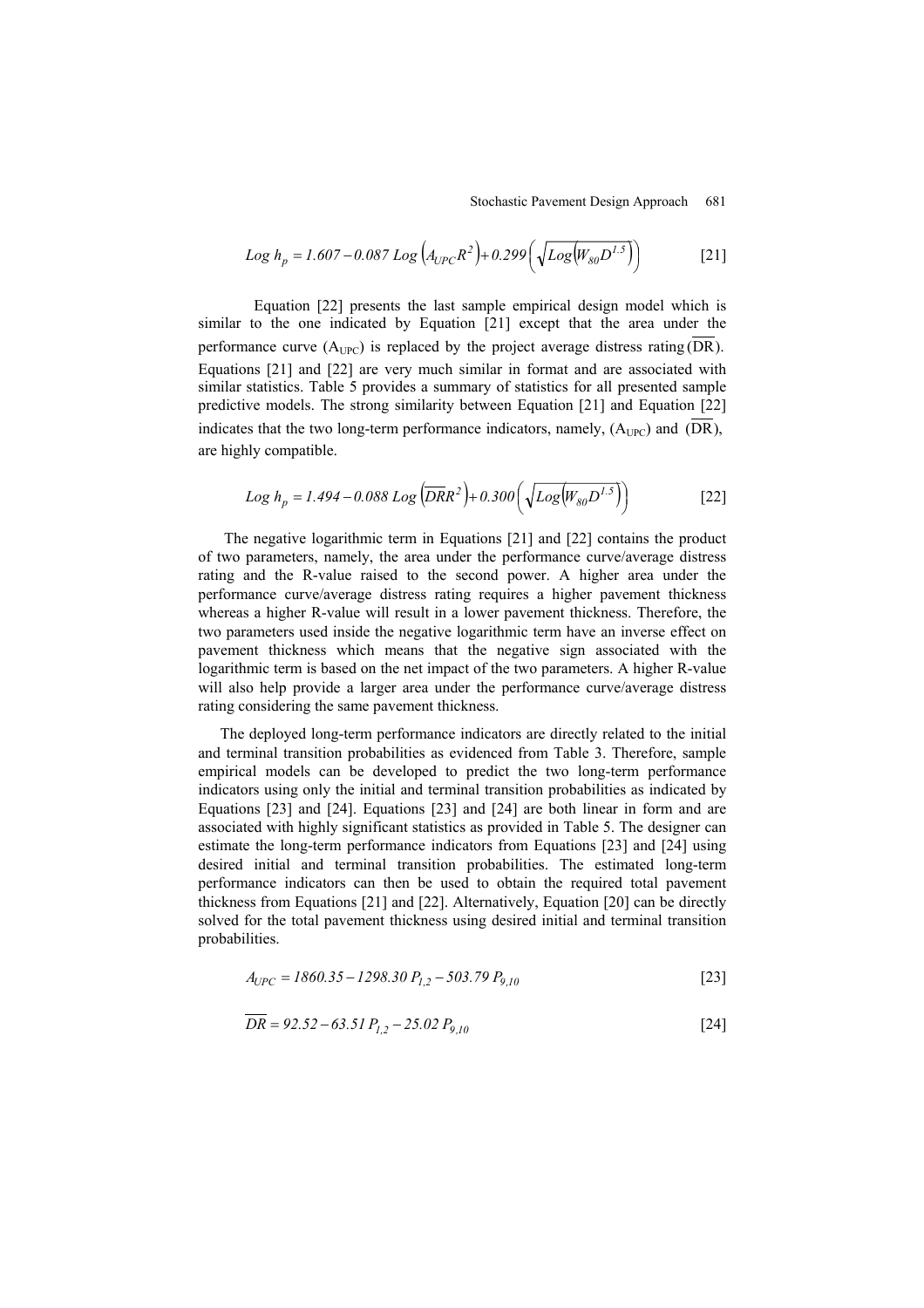$$Log\ h_p = 1.607 - 0.087\ Log\left(A_{UPC}R^2\right) + 0.299\left(\sqrt{Log\left(W_{80}D^{1.5}\right)}\right) \qquad [21]$$

Equation [22] presents the last sample empirical design model which is similar to the one indicated by Equation [21] except that the area under the performance curve ($A_{UPC}$) is replaced by the project average distress rating ($\overline{DR}$). Equations [21] and [22] are very much similar in format and are associated with similar statistics. Table 5 provides a summary of statistics for all presented sample predictive models. The strong similarity between Equation [21] and Equation [22] indicates that the two long-term performance indicators, namely, ($A_{UPC}$) and ($\overline{DR}$), are highly compatible.

$$Log\ h_p = 1.494 - 0.088\ Log\left(\overline{DR}R^2\right) + 0.300\left(\sqrt{Log\left(W_{80}D^{1.5}\right)}\right) \qquad [22]$$

The negative logarithmic term in Equations [21] and [22] contains the product of two parameters, namely, the area under the performance curve/average distress rating and the R-value raised to the second power. A higher area under the performance curve/average distress rating requires a higher pavement thickness whereas a higher R-value will result in a lower pavement thickness. Therefore, the two parameters used inside the negative logarithmic term have an inverse effect on pavement thickness which means that the negative sign associated with the logarithmic term is based on the net impact of the two parameters. A higher R-value will also help provide a larger area under the performance curve/average distress rating considering the same pavement thickness.

The deployed long-term performance indicators are directly related to the initial and terminal transition probabilities as evidenced from Table 3. Therefore, sample empirical models can be developed to predict the two long-term performance indicators using only the initial and terminal transition probabilities as indicated by Equations [23] and [24]. Equations [23] and [24] are both linear in form and are associated with highly significant statistics as provided in Table 5. The designer can estimate the long-term performance indicators from Equations [23] and [24] using desired initial and terminal transition probabilities. The estimated long-term performance indicators can then be used to obtain the required total pavement thickness from Equations [21] and [22]. Alternatively, Equation [20] can be directly solved for the total pavement thickness using desired initial and terminal transition probabilities.

$$A_{UPC} = 1860.35 - 1298.30\ P_{1,2} - 503.79\ P_{9,10} \qquad [23]$$

$$\overline{DR} = 92.52 - 63.51\ P_{1,2} - 25.02\ P_{9,10} \qquad [24]$$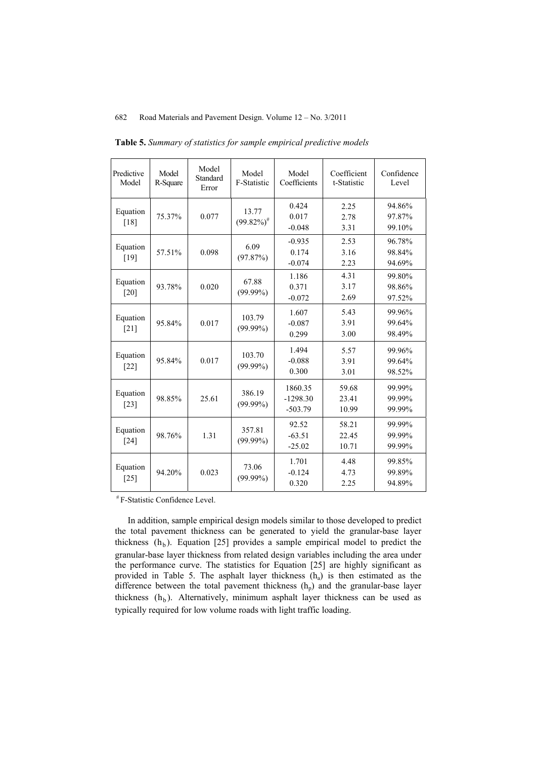**Table 5.** *Summary of statistics for sample empirical predictive models*

| Predictive Model | Model R-Square | Model Standard Error | Model F-Statistic | Model Coefficients | Coefficient t-Statistic | Confidence Level |
|---|---|---|---|---|---|---|
| Equation [18] | 75.37% | 0.077 | 13.77 (99.82%)[#] | 0.424<br>0.017<br>-0.048 | 2.25<br>2.78<br>3.31 | 94.86%<br>97.87%<br>99.10% |
| Equation [19] | 57.51% | 0.098 | 6.09 (97.87%) | -0.935<br>0.174<br>-0.074 | 2.53<br>3.16<br>2.23 | 96.78%<br>98.84%<br>94.69% |
| Equation [20] | 93.78% | 0.020 | 67.88 (99.99%) | 1.186<br>0.371<br>-0.072 | 4.31<br>3.17<br>2.69 | 99.80%<br>98.86%<br>97.52% |
| Equation [21] | 95.84% | 0.017 | 103.79 (99.99%) | 1.607<br>-0.087<br>0.299 | 5.43<br>3.91<br>3.00 | 99.96%<br>99.64%<br>98.49% |
| Equation [22] | 95.84% | 0.017 | 103.70 (99.99%) | 1.494<br>-0.088<br>0.300 | 5.57<br>3.91<br>3.01 | 99.96%<br>99.64%<br>98.52% |
| Equation [23] | 98.85% | 25.61 | 386.19 (99.99%) | 1860.35<br>-1298.30<br>-503.79 | 59.68<br>23.41<br>10.99 | 99.99%<br>99.99%<br>99.99% |
| Equation [24] | 98.76% | 1.31 | 357.81 (99.99%) | 92.52<br>-63.51<br>-25.02 | 58.21<br>22.45<br>10.71 | 99.99%<br>99.99%<br>99.99% |
| Equation [25] | 94.20% | 0.023 | 73.06 (99.99%) | 1.701<br>-0.124<br>0.320 | 4.48<br>4.73<br>2.25 | 99.85%<br>99.89%<br>94.89% |

[#] F-Statistic Confidence Level.

In addition, sample empirical design models similar to those developed to predict the total pavement thickness can be generated to yield the granular-base layer thickness ($h_b$). Equation [25] provides a sample empirical model to predict the granular-base layer thickness from related design variables including the area under the performance curve. The statistics for Equation [25] are highly significant as provided in Table 5. The asphalt layer thickness ($h_a$) is then estimated as the difference between the total pavement thickness ($h_p$) and the granular-base layer thickness ($h_b$). Alternatively, minimum asphalt layer thickness can be used as typically required for low volume roads with light traffic loading.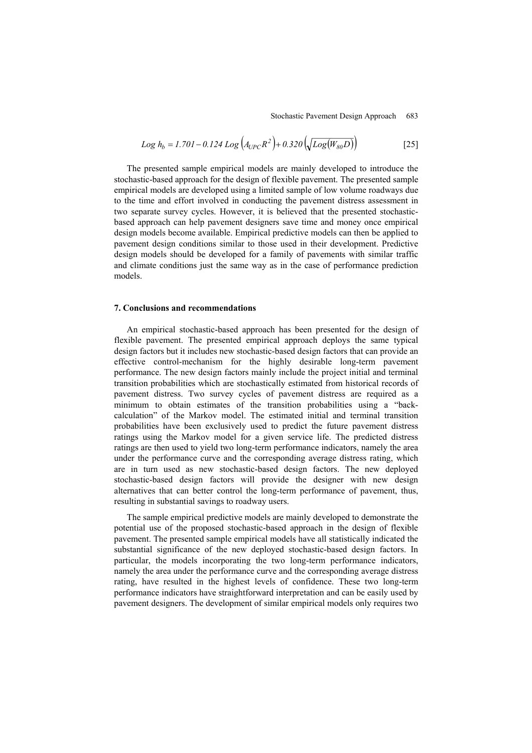$$Log\ h_b = 1.701 - 0.124\ Log\left(A_{UPC} R^2\right) + 0.320\left(\sqrt{Log\left(W_{80} D\right)}\right) \quad [25]$$

The presented sample empirical models are mainly developed to introduce the stochastic-based approach for the design of flexible pavement. The presented sample empirical models are developed using a limited sample of low volume roadways due to the time and effort involved in conducting the pavement distress assessment in two separate survey cycles. However, it is believed that the presented stochastic-based approach can help pavement designers save time and money once empirical design models become available. Empirical predictive models can then be applied to pavement design conditions similar to those used in their development. Predictive design models should be developed for a family of pavements with similar traffic and climate conditions just the same way as in the case of performance prediction models.

## 7. Conclusions and recommendations

An empirical stochastic-based approach has been presented for the design of flexible pavement. The presented empirical approach deploys the same typical design factors but it includes new stochastic-based design factors that can provide an effective control-mechanism for the highly desirable long-term pavement performance. The new design factors mainly include the project initial and terminal transition probabilities which are stochastically estimated from historical records of pavement distress. Two survey cycles of pavement distress are required as a minimum to obtain estimates of the transition probabilities using a "back-calculation" of the Markov model. The estimated initial and terminal transition probabilities have been exclusively used to predict the future pavement distress ratings using the Markov model for a given service life. The predicted distress ratings are then used to yield two long-term performance indicators, namely the area under the performance curve and the corresponding average distress rating, which are in turn used as new stochastic-based design factors. The new deployed stochastic-based design factors will provide the designer with new design alternatives that can better control the long-term performance of pavement, thus, resulting in substantial savings to roadway users.

The sample empirical predictive models are mainly developed to demonstrate the potential use of the proposed stochastic-based approach in the design of flexible pavement. The presented sample empirical models have all statistically indicated the substantial significance of the new deployed stochastic-based design factors. In particular, the models incorporating the two long-term performance indicators, namely the area under the performance curve and the corresponding average distress rating, have resulted in the highest levels of confidence. These two long-term performance indicators have straightforward interpretation and can be easily used by pavement designers. The development of similar empirical models only requires two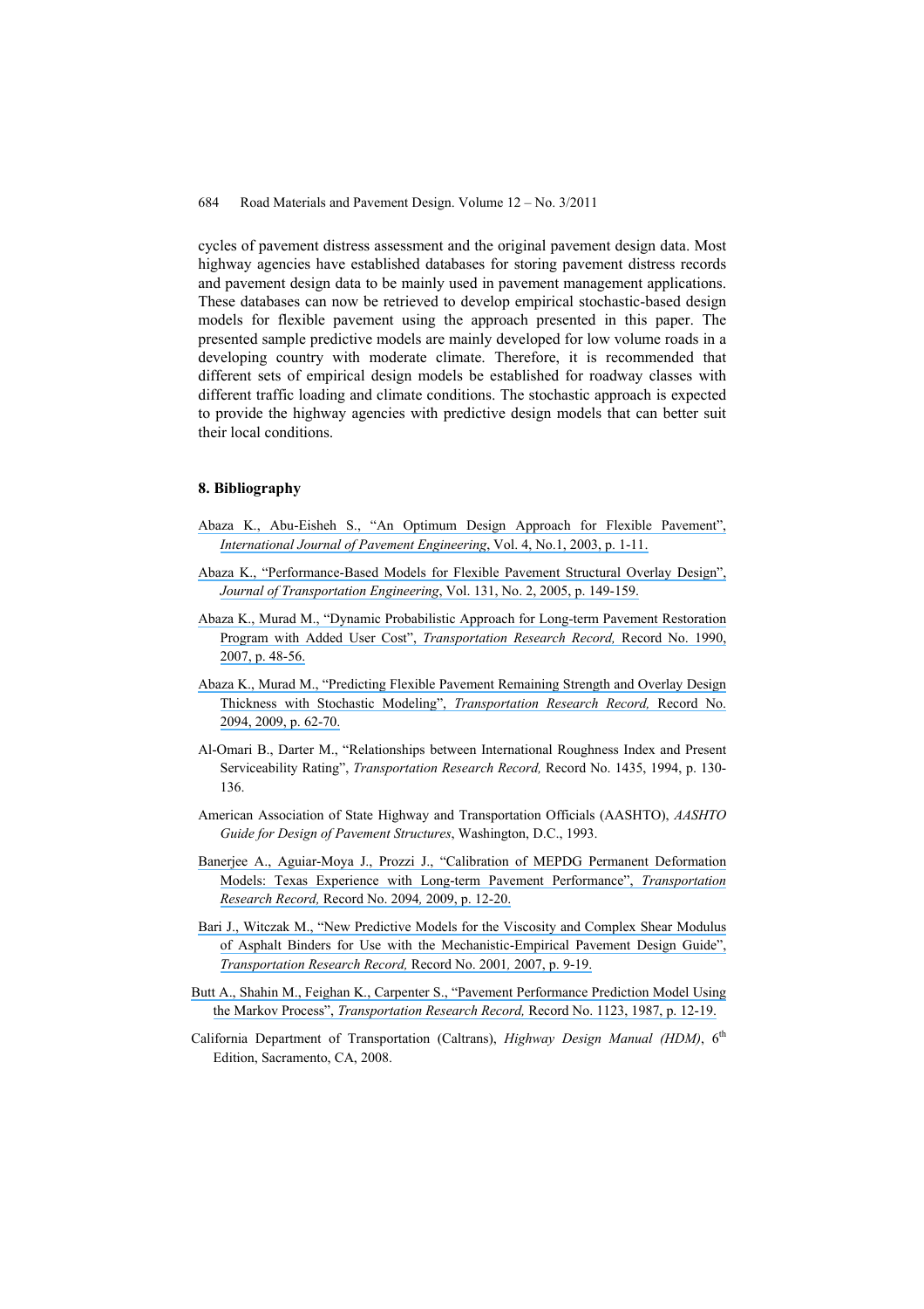cycles of pavement distress assessment and the original pavement design data. Most highway agencies have established databases for storing pavement distress records and pavement design data to be mainly used in pavement management applications. These databases can now be retrieved to develop empirical stochastic-based design models for flexible pavement using the approach presented in this paper. The presented sample predictive models are mainly developed for low volume roads in a developing country with moderate climate. Therefore, it is recommended that different sets of empirical design models be established for roadway classes with different traffic loading and climate conditions. The stochastic approach is expected to provide the highway agencies with predictive design models that can better suit their local conditions.

## 8. Bibliography

Abaza K., Abu-Eisheh S., "An Optimum Design Approach for Flexible Pavement", *International Journal of Pavement Engineering*, Vol. 4, No.1, 2003, p. 1-11.

Abaza K., "Performance-Based Models for Flexible Pavement Structural Overlay Design", *Journal of Transportation Engineering*, Vol. 131, No. 2, 2005, p. 149-159.

Abaza K., Murad M., "Dynamic Probabilistic Approach for Long-term Pavement Restoration Program with Added User Cost", *Transportation Research Record,* Record No. 1990, 2007, p. 48-56.

Abaza K., Murad M., "Predicting Flexible Pavement Remaining Strength and Overlay Design Thickness with Stochastic Modeling", *Transportation Research Record,* Record No. 2094, 2009, p. 62-70.

Al-Omari B., Darter M., "Relationships between International Roughness Index and Present Serviceability Rating", *Transportation Research Record,* Record No. 1435, 1994, p. 130-136.

American Association of State Highway and Transportation Officials (AASHTO), *AASHTO Guide for Design of Pavement Structures*, Washington, D.C., 1993.

Banerjee A., Aguiar-Moya J., Prozzi J., "Calibration of MEPDG Permanent Deformation Models: Texas Experience with Long-term Pavement Performance", *Transportation Research Record,* Record No. 2094*,* 2009, p. 12-20.

Bari J., Witczak M., "New Predictive Models for the Viscosity and Complex Shear Modulus of Asphalt Binders for Use with the Mechanistic-Empirical Pavement Design Guide", *Transportation Research Record,* Record No. 2001*,* 2007, p. 9-19.

Butt A., Shahin M., Feighan K., Carpenter S., "Pavement Performance Prediction Model Using the Markov Process", *Transportation Research Record,* Record No. 1123, 1987, p. 12-19.

California Department of Transportation (Caltrans), *Highway Design Manual (HDM)*, 6th Edition, Sacramento, CA, 2008.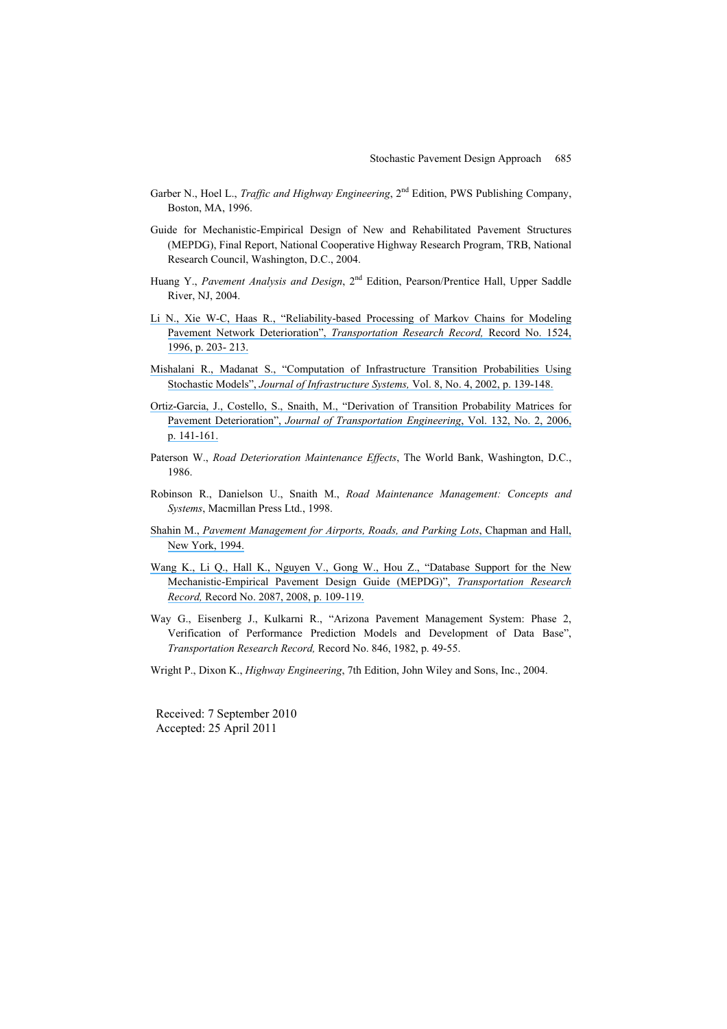Garber N., Hoel L., *Traffic and Highway Engineering*, 2nd Edition, PWS Publishing Company, Boston, MA, 1996.

Guide for Mechanistic-Empirical Design of New and Rehabilitated Pavement Structures (MEPDG), Final Report, National Cooperative Highway Research Program, TRB, National Research Council, Washington, D.C., 2004.

Huang Y., *Pavement Analysis and Design*, 2nd Edition, Pearson/Prentice Hall, Upper Saddle River, NJ, 2004.

Li N., Xie W-C, Haas R., "Reliability-based Processing of Markov Chains for Modeling Pavement Network Deterioration", *Transportation Research Record,* Record No. 1524, 1996, p. 203- 213.

Mishalani R., Madanat S., "Computation of Infrastructure Transition Probabilities Using Stochastic Models", *Journal of Infrastructure Systems,* Vol. 8, No. 4, 2002, p. 139-148.

Ortiz-Garcia, J., Costello, S., Snaith, M., "Derivation of Transition Probability Matrices for Pavement Deterioration", *Journal of Transportation Engineering*, Vol. 132, No. 2, 2006, p. 141-161.

Paterson W., *Road Deterioration Maintenance Effects*, The World Bank, Washington, D.C., 1986.

Robinson R., Danielson U., Snaith M., *Road Maintenance Management: Concepts and Systems*, Macmillan Press Ltd., 1998.

Shahin M., *Pavement Management for Airports, Roads, and Parking Lots*, Chapman and Hall, New York, 1994.

Wang K., Li Q., Hall K., Nguyen V., Gong W., Hou Z., "Database Support for the New Mechanistic-Empirical Pavement Design Guide (MEPDG)", *Transportation Research Record,* Record No. 2087, 2008, p. 109-119.

Way G., Eisenberg J., Kulkarni R., "Arizona Pavement Management System: Phase 2, Verification of Performance Prediction Models and Development of Data Base", *Transportation Research Record,* Record No. 846, 1982, p. 49-55.

Wright P., Dixon K., *Highway Engineering*, 7th Edition, John Wiley and Sons, Inc., 2004.

Received: 7 September 2010
Accepted: 25 April 2011